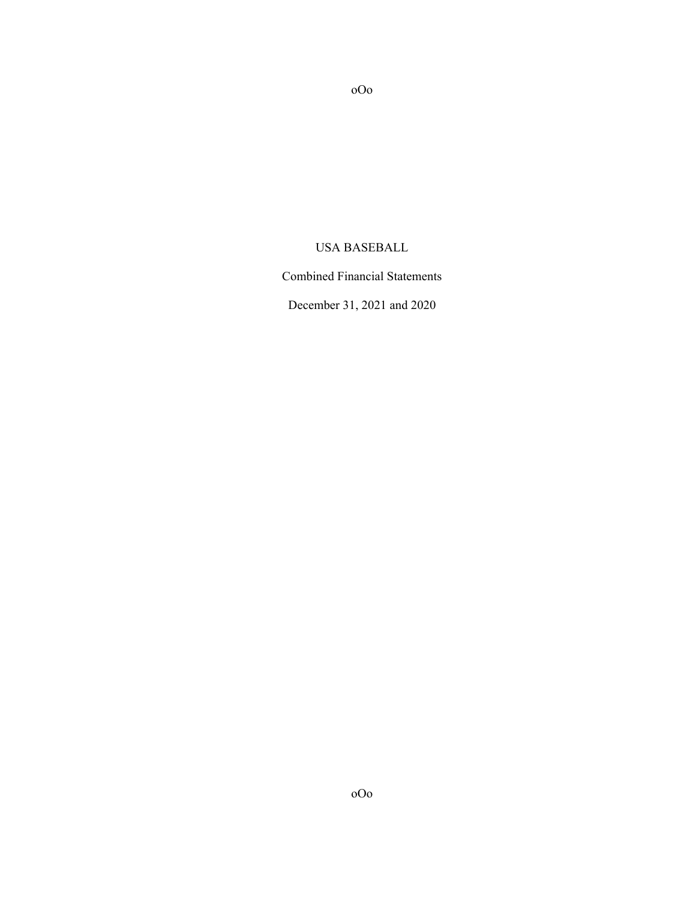oOo

# USA BASEBALL

Combined Financial Statements

December 31, 2021 and 2020

oOo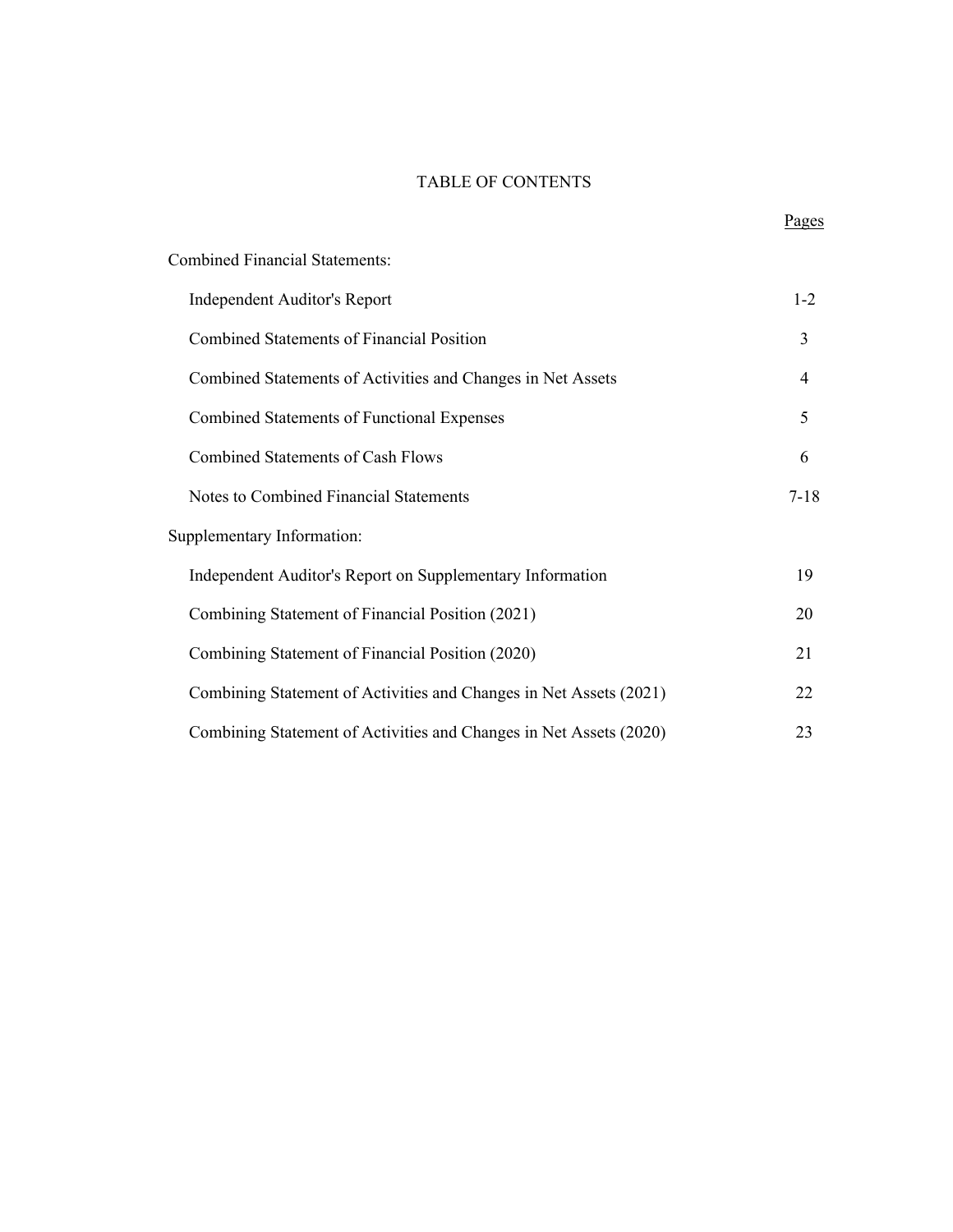# TABLE OF CONTENTS

| | Pages |
|---|---|
| Combined Financial Statements: | |
| Independent Auditor's Report | 1-2 |
| Combined Statements of Financial Position | 3 |
| Combined Statements of Activities and Changes in Net Assets | 4 |
| Combined Statements of Functional Expenses | 5 |
| Combined Statements of Cash Flows | 6 |
| Notes to Combined Financial Statements | 7-18 |
| Supplementary Information: | |
| Independent Auditor's Report on Supplementary Information | 19 |
| Combining Statement of Financial Position (2021) | 20 |
| Combining Statement of Financial Position (2020) | 21 |
| Combining Statement of Activities and Changes in Net Assets (2021) | 22 |
| Combining Statement of Activities and Changes in Net Assets (2020) | 23 |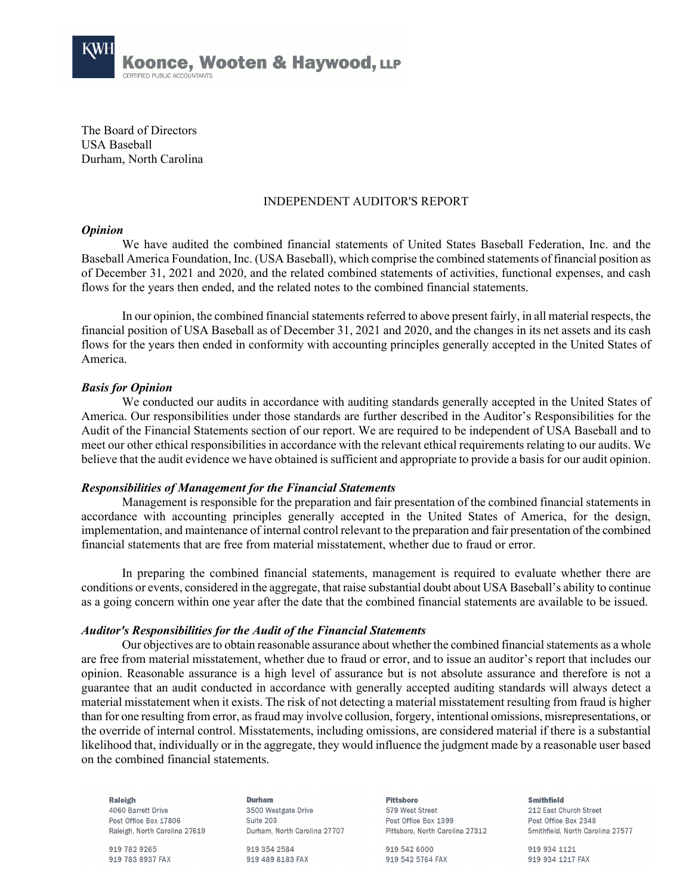**Koonce, Wooten & Haywood, LLP**
CERTIFIED PUBLIC ACCOUNTANTS

The Board of Directors
USA Baseball
Durham, North Carolina

## INDEPENDENT AUDITOR'S REPORT

### *Opinion*

We have audited the combined financial statements of United States Baseball Federation, Inc. and the Baseball America Foundation, Inc. (USA Baseball), which comprise the combined statements of financial position as of December 31, 2021 and 2020, and the related combined statements of activities, functional expenses, and cash flows for the years then ended, and the related notes to the combined financial statements.

In our opinion, the combined financial statements referred to above present fairly, in all material respects, the financial position of USA Baseball as of December 31, 2021 and 2020, and the changes in its net assets and its cash flows for the years then ended in conformity with accounting principles generally accepted in the United States of America.

### *Basis for Opinion*

We conducted our audits in accordance with auditing standards generally accepted in the United States of America. Our responsibilities under those standards are further described in the Auditor's Responsibilities for the Audit of the Financial Statements section of our report. We are required to be independent of USA Baseball and to meet our other ethical responsibilities in accordance with the relevant ethical requirements relating to our audits. We believe that the audit evidence we have obtained is sufficient and appropriate to provide a basis for our audit opinion.

### *Responsibilities of Management for the Financial Statements*

Management is responsible for the preparation and fair presentation of the combined financial statements in accordance with accounting principles generally accepted in the United States of America, for the design, implementation, and maintenance of internal control relevant to the preparation and fair presentation of the combined financial statements that are free from material misstatement, whether due to fraud or error.

In preparing the combined financial statements, management is required to evaluate whether there are conditions or events, considered in the aggregate, that raise substantial doubt about USA Baseball's ability to continue as a going concern within one year after the date that the combined financial statements are available to be issued.

### *Auditor's Responsibilities for the Audit of the Financial Statements*

Our objectives are to obtain reasonable assurance about whether the combined financial statements as a whole are free from material misstatement, whether due to fraud or error, and to issue an auditor's report that includes our opinion. Reasonable assurance is a high level of assurance but is not absolute assurance and therefore is not a guarantee that an audit conducted in accordance with generally accepted auditing standards will always detect a material misstatement when it exists. The risk of not detecting a material misstatement resulting from fraud is higher than for one resulting from error, as fraud may involve collusion, forgery, intentional omissions, misrepresentations, or the override of internal control. Misstatements, including omissions, are considered material if there is a substantial likelihood that, individually or in the aggregate, they would influence the judgment made by a reasonable user based on the combined financial statements.

| **Raleigh** | **Durham** | **Pittsboro** | **Smithfield** |
|---|---|---|---|
| 4060 Barrett Drive | 3500 Westgate Drive | 579 West Street | 212 East Church Street |
| Post Office Box 17806 | Suite 203 | Post Office Box 1399 | Post Office Box 2348 |
| Raleigh, North Carolina 27619 | Durham, North Carolina 27707 | Pittsboro, North Carolina 27312 | Smithfield, North Carolina 27577 |
| 919 782 9265 | 919 354 2584 | 919 542 6000 | 919 934 1121 |
| 919 783 8937 FAX | 919 489 8183 FAX | 919 542 5764 FAX | 919 934 1217 FAX |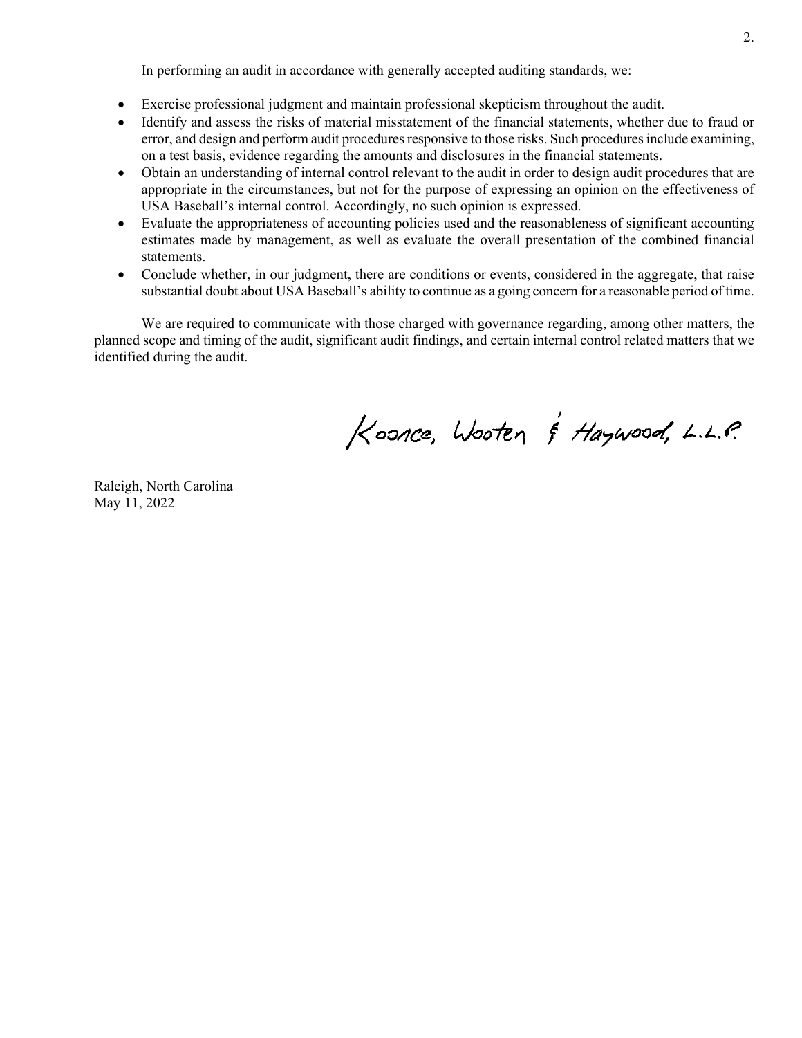In performing an audit in accordance with generally accepted auditing standards, we:

- Exercise professional judgment and maintain professional skepticism throughout the audit.
- Identify and assess the risks of material misstatement of the financial statements, whether due to fraud or error, and design and perform audit procedures responsive to those risks. Such procedures include examining, on a test basis, evidence regarding the amounts and disclosures in the financial statements.
- Obtain an understanding of internal control relevant to the audit in order to design audit procedures that are appropriate in the circumstances, but not for the purpose of expressing an opinion on the effectiveness of USA Baseball's internal control. Accordingly, no such opinion is expressed.
- Evaluate the appropriateness of accounting policies used and the reasonableness of significant accounting estimates made by management, as well as evaluate the overall presentation of the combined financial statements.
- Conclude whether, in our judgment, there are conditions or events, considered in the aggregate, that raise substantial doubt about USA Baseball's ability to continue as a going concern for a reasonable period of time.

We are required to communicate with those charged with governance regarding, among other matters, the planned scope and timing of the audit, significant audit findings, and certain internal control related matters that we identified during the audit.

Koonce, Wooten & Haywood, L.L.P.

Raleigh, North Carolina
May 11, 2022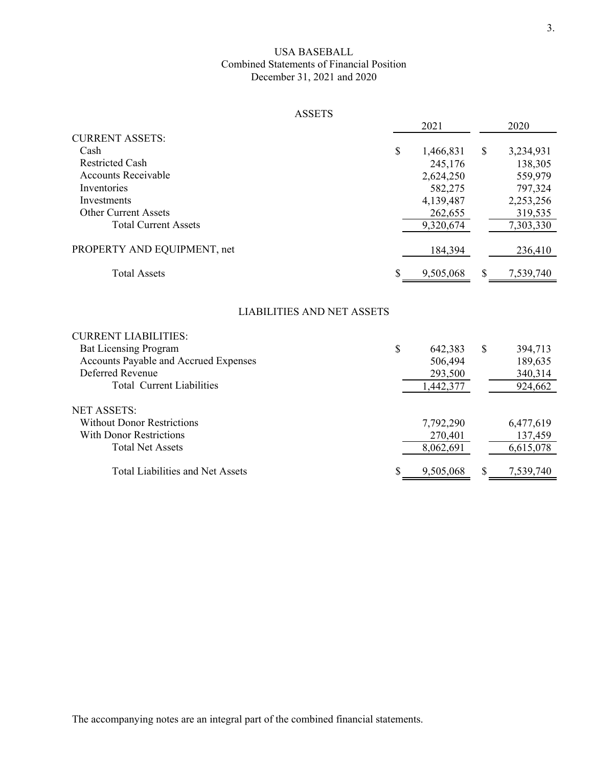# USA BASEBALL

## Combined Statements of Financial Position

December 31, 2021 and 2020

### ASSETS

| | 2021 | 2020 |
|---|---|---|
| **CURRENT ASSETS:** | | |
| Cash | $ 1,466,831 | $ 3,234,931 |
| Restricted Cash | 245,176 | 138,305 |
| Accounts Receivable | 2,624,250 | 559,979 |
| Inventories | 582,275 | 797,324 |
| Investments | 4,139,487 | 2,253,256 |
| Other Current Assets | 262,655 | 319,535 |
| Total Current Assets | 9,320,674 | 7,303,330 |
| PROPERTY AND EQUIPMENT, net | 184,394 | 236,410 |
| Total Assets | $ 9,505,068 | $ 7,539,740 |

### LIABILITIES AND NET ASSETS

| | 2021 | 2020 |
|---|---|---|
| **CURRENT LIABILITIES:** | | |
| Bat Licensing Program | $ 642,383 | $ 394,713 |
| Accounts Payable and Accrued Expenses | 506,494 | 189,635 |
| Deferred Revenue | 293,500 | 340,314 |
| Total Current Liabilities | 1,442,377 | 924,662 |
| **NET ASSETS:** | | |
| Without Donor Restrictions | 7,792,290 | 6,477,619 |
| With Donor Restrictions | 270,401 | 137,459 |
| Total Net Assets | 8,062,691 | 6,615,078 |
| Total Liabilities and Net Assets | $ 9,505,068 | $ 7,539,740 |

The accompanying notes are an integral part of the combined financial statements.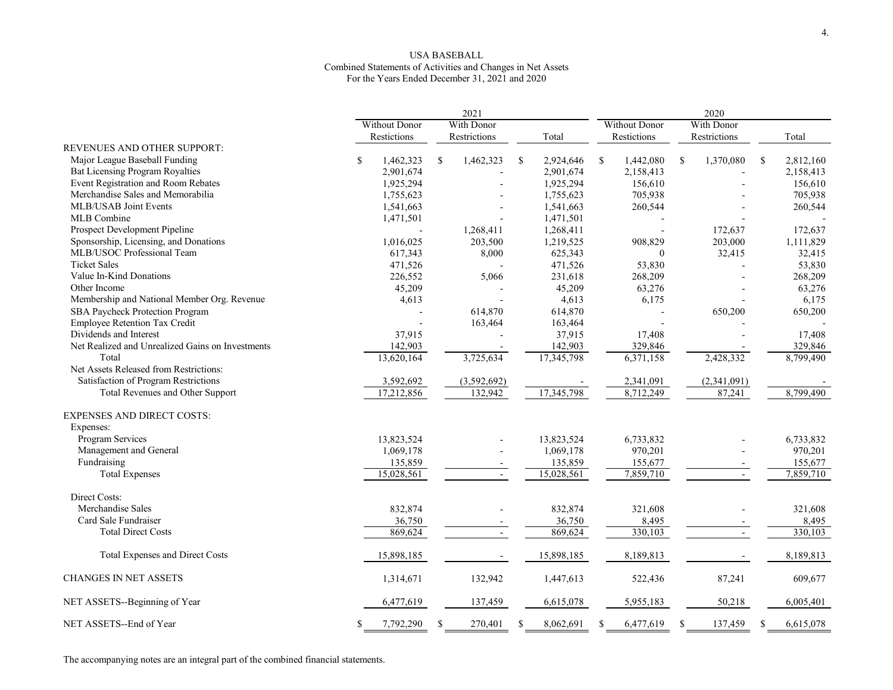USA BASEBALL
Combined Statements of Activities and Changes in Net Assets
For the Years Ended December 31, 2021 and 2020

| | 2021 | | | 2020 | | |
|---|---|---|---|---|---|---|
| | Without Donor Restrictions | With Donor Restrictions | Total | Without Donor Restrictions | With Donor Restrictions | Total |
| **REVENUES AND OTHER SUPPORT:** | | | | | | |
| Major League Baseball Funding | $ 1,462,323 | $ 1,462,323 | $ 2,924,646 | $ 1,442,080 | $ 1,370,080 | $ 2,812,160 |
| Bat Licensing Program Royalties | 2,901,674 | - | 2,901,674 | 2,158,413 | - | 2,158,413 |
| Event Registration and Room Rebates | 1,925,294 | - | 1,925,294 | 156,610 | - | 156,610 |
| Merchandise Sales and Memorabilia | 1,755,623 | - | 1,755,623 | 705,938 | - | 705,938 |
| MLB/USAB Joint Events | 1,541,663 | - | 1,541,663 | 260,544 | - | 260,544 |
| MLB Combine | 1,471,501 | - | 1,471,501 | - | - | - |
| Prospect Development Pipeline | - | 1,268,411 | 1,268,411 | - | 172,637 | 172,637 |
| Sponsorship, Licensing, and Donations | 1,016,025 | 203,500 | 1,219,525 | 908,829 | 203,000 | 1,111,829 |
| MLB/USOC Professional Team | 617,343 | 8,000 | 625,343 | 0 | 32,415 | 32,415 |
| Ticket Sales | 471,526 | - | 471,526 | 53,830 | - | 53,830 |
| Value In-Kind Donations | 226,552 | 5,066 | 231,618 | 268,209 | - | 268,209 |
| Other Income | 45,209 | - | 45,209 | 63,276 | - | 63,276 |
| Membership and National Member Org. Revenue | 4,613 | - | 4,613 | 6,175 | - | 6,175 |
| SBA Paycheck Protection Program | - | 614,870 | 614,870 | - | 650,200 | 650,200 |
| Employee Retention Tax Credit | - | 163,464 | 163,464 | - | - | - |
| Dividends and Interest | 37,915 | - | 37,915 | 17,408 | - | 17,408 |
| Net Realized and Unrealized Gains on Investments | 142,903 | - | 142,903 | 329,846 | - | 329,846 |
| Total | 13,620,164 | 3,725,634 | 17,345,798 | 6,371,158 | 2,428,332 | 8,799,490 |
| Net Assets Released from Restrictions: | | | | | | |
| Satisfaction of Program Restrictions | 3,592,692 | (3,592,692) | - | 2,341,091 | (2,341,091) | - |
| Total Revenues and Other Support | 17,212,856 | 132,942 | 17,345,798 | 8,712,249 | 87,241 | 8,799,490 |
| **EXPENSES AND DIRECT COSTS:** | | | | | | |
| Expenses: | | | | | | |
| Program Services | 13,823,524 | - | 13,823,524 | 6,733,832 | - | 6,733,832 |
| Management and General | 1,069,178 | - | 1,069,178 | 970,201 | - | 970,201 |
| Fundraising | 135,859 | - | 135,859 | 155,677 | - | 155,677 |
| Total Expenses | 15,028,561 | - | 15,028,561 | 7,859,710 | - | 7,859,710 |
| Direct Costs: | | | | | | |
| Merchandise Sales | 832,874 | - | 832,874 | 321,608 | - | 321,608 |
| Card Sale Fundraiser | 36,750 | - | 36,750 | 8,495 | - | 8,495 |
| Total Direct Costs | 869,624 | - | 869,624 | 330,103 | - | 330,103 |
| Total Expenses and Direct Costs | 15,898,185 | - | 15,898,185 | 8,189,813 | - | 8,189,813 |
| **CHANGES IN NET ASSETS** | 1,314,671 | 132,942 | 1,447,613 | 522,436 | 87,241 | 609,677 |
| **NET ASSETS--Beginning of Year** | 6,477,619 | 137,459 | 6,615,078 | 5,955,183 | 50,218 | 6,005,401 |
| **NET ASSETS--End of Year** | $ 7,792,290 | $ 270,401 | $ 8,062,691 | $ 6,477,619 | $ 137,459 | $ 6,615,078 |

The accompanying notes are an integral part of the combined financial statements.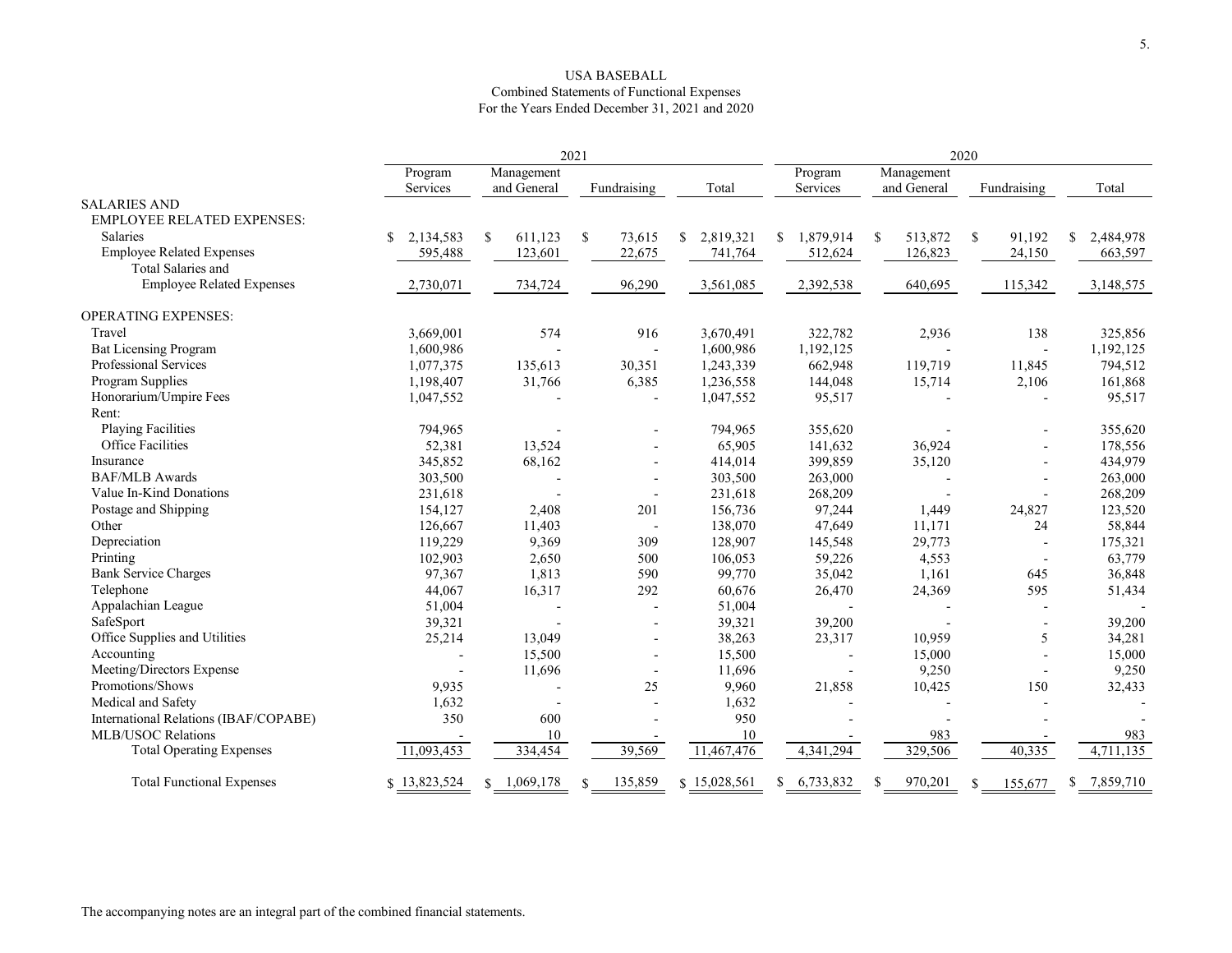# USA BASEBALL

Combined Statements of Functional Expenses

For the Years Ended December 31, 2021 and 2020

| | 2021 | | | | 2020 | | | |
|---|---|---|---|---|---|---|---|---|
| | Program Services | Management and General | Fundraising | Total | Program Services | Management and General | Fundraising | Total |
| **SALARIES AND EMPLOYEE RELATED EXPENSES:** | | | | | | | | |
| Salaries | $ 2,134,583 | $ 611,123 | $ 73,615 | $ 2,819,321 | $ 1,879,914 | $ 513,872 | $ 91,192 | $ 2,484,978 |
| Employee Related Expenses | 595,488 | 123,601 | 22,675 | 741,764 | 512,624 | 126,823 | 24,150 | 663,597 |
| Total Salaries and Employee Related Expenses | 2,730,071 | 734,724 | 96,290 | 3,561,085 | 2,392,538 | 640,695 | 115,342 | 3,148,575 |
| **OPERATING EXPENSES:** | | | | | | | | |
| Travel | 3,669,001 | 574 | 916 | 3,670,491 | 322,782 | 2,936 | 138 | 325,856 |
| Bat Licensing Program | 1,600,986 | - | - | 1,600,986 | 1,192,125 | - | - | 1,192,125 |
| Professional Services | 1,077,375 | 135,613 | 30,351 | 1,243,339 | 662,948 | 119,719 | 11,845 | 794,512 |
| Program Supplies | 1,198,407 | 31,766 | 6,385 | 1,236,558 | 144,048 | 15,714 | 2,106 | 161,868 |
| Honorarium/Umpire Fees | 1,047,552 | - | - | 1,047,552 | 95,517 | - | - | 95,517 |
| Rent: | | | | | | | | |
| Playing Facilities | 794,965 | - | - | 794,965 | 355,620 | - | - | 355,620 |
| Office Facilities | 52,381 | 13,524 | - | 65,905 | 141,632 | 36,924 | - | 178,556 |
| Insurance | 345,852 | 68,162 | - | 414,014 | 399,859 | 35,120 | - | 434,979 |
| BAF/MLB Awards | 303,500 | - | - | 303,500 | 263,000 | - | - | 263,000 |
| Value In-Kind Donations | 231,618 | - | - | 231,618 | 268,209 | - | - | 268,209 |
| Postage and Shipping | 154,127 | 2,408 | 201 | 156,736 | 97,244 | 1,449 | 24,827 | 123,520 |
| Other | 126,667 | 11,403 | - | 138,070 | 47,649 | 11,171 | 24 | 58,844 |
| Depreciation | 119,229 | 9,369 | 309 | 128,907 | 145,548 | 29,773 | - | 175,321 |
| Printing | 102,903 | 2,650 | 500 | 106,053 | 59,226 | 4,553 | - | 63,779 |
| Bank Service Charges | 97,367 | 1,813 | 590 | 99,770 | 35,042 | 1,161 | 645 | 36,848 |
| Telephone | 44,067 | 16,317 | 292 | 60,676 | 26,470 | 24,369 | 595 | 51,434 |
| Appalachian League | 51,004 | - | - | 51,004 | - | - | - | - |
| SafeSport | 39,321 | - | - | 39,321 | 39,200 | - | - | 39,200 |
| Office Supplies and Utilities | 25,214 | 13,049 | - | 38,263 | 23,317 | 10,959 | 5 | 34,281 |
| Accounting | - | 15,500 | - | 15,500 | - | 15,000 | - | 15,000 |
| Meeting/Directors Expense | - | 11,696 | - | 11,696 | - | 9,250 | - | 9,250 |
| Promotions/Shows | 9,935 | - | 25 | 9,960 | 21,858 | 10,425 | 150 | 32,433 |
| Medical and Safety | 1,632 | - | - | 1,632 | - | - | - | - |
| International Relations (IBAF/COPABE) | 350 | 600 | - | 950 | - | - | - | - |
| MLB/USOC Relations | - | 10 | - | 10 | - | 983 | - | 983 |
| Total Operating Expenses | 11,093,453 | 334,454 | 39,569 | 11,467,476 | 4,341,294 | 329,506 | 40,335 | 4,711,135 |
| Total Functional Expenses | $ 13,823,524 | $ 1,069,178 | $ 135,859 | $ 15,028,561 | $ 6,733,832 | $ 970,201 | $ 155,677 | $ 7,859,710 |

The accompanying notes are an integral part of the combined financial statements.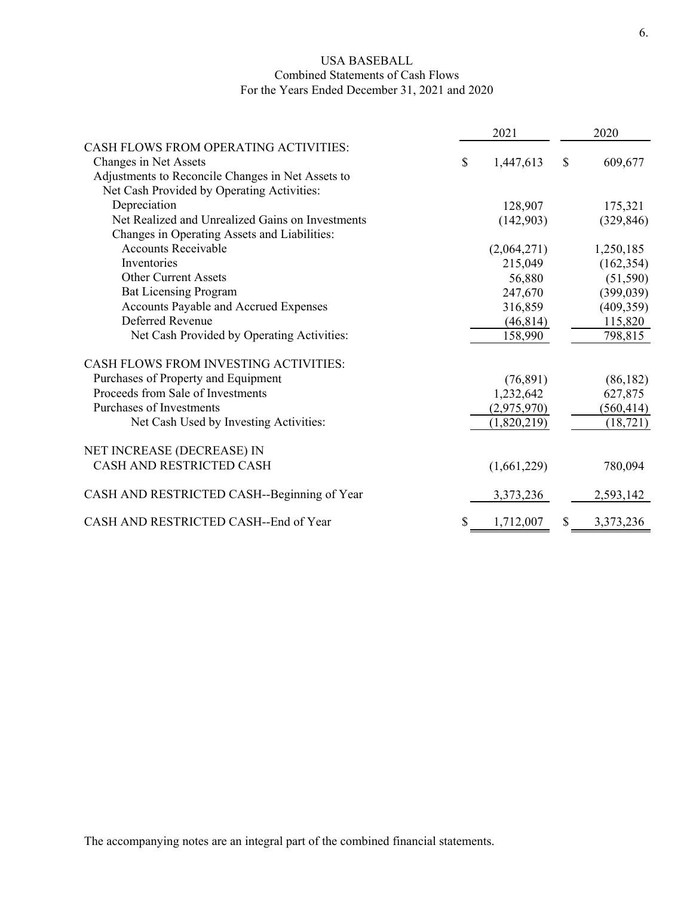# USA BASEBALL
## Combined Statements of Cash Flows
### For the Years Ended December 31, 2021 and 2020

| | 2021 | 2020 |
|---|---|---|
| CASH FLOWS FROM OPERATING ACTIVITIES: | | |
| Changes in Net Assets | $ 1,447,613 | $ 609,677 |
| Adjustments to Reconcile Changes in Net Assets to Net Cash Provided by Operating Activities: | | |
| Depreciation | 128,907 | 175,321 |
| Net Realized and Unrealized Gains on Investments | (142,903) | (329,846) |
| Changes in Operating Assets and Liabilities: | | |
| Accounts Receivable | (2,064,271) | 1,250,185 |
| Inventories | 215,049 | (162,354) |
| Other Current Assets | 56,880 | (51,590) |
| Bat Licensing Program | 247,670 | (399,039) |
| Accounts Payable and Accrued Expenses | 316,859 | (409,359) |
| Deferred Revenue | (46,814) | 115,820 |
| Net Cash Provided by Operating Activities: | 158,990 | 798,815 |
| CASH FLOWS FROM INVESTING ACTIVITIES: | | |
| Purchases of Property and Equipment | (76,891) | (86,182) |
| Proceeds from Sale of Investments | 1,232,642 | 627,875 |
| Purchases of Investments | (2,975,970) | (560,414) |
| Net Cash Used by Investing Activities: | (1,820,219) | (18,721) |
| NET INCREASE (DECREASE) IN CASH AND RESTRICTED CASH | (1,661,229) | 780,094 |
| CASH AND RESTRICTED CASH--Beginning of Year | 3,373,236 | 2,593,142 |
| CASH AND RESTRICTED CASH--End of Year | $ 1,712,007 | $ 3,373,236 |

The accompanying notes are an integral part of the combined financial statements.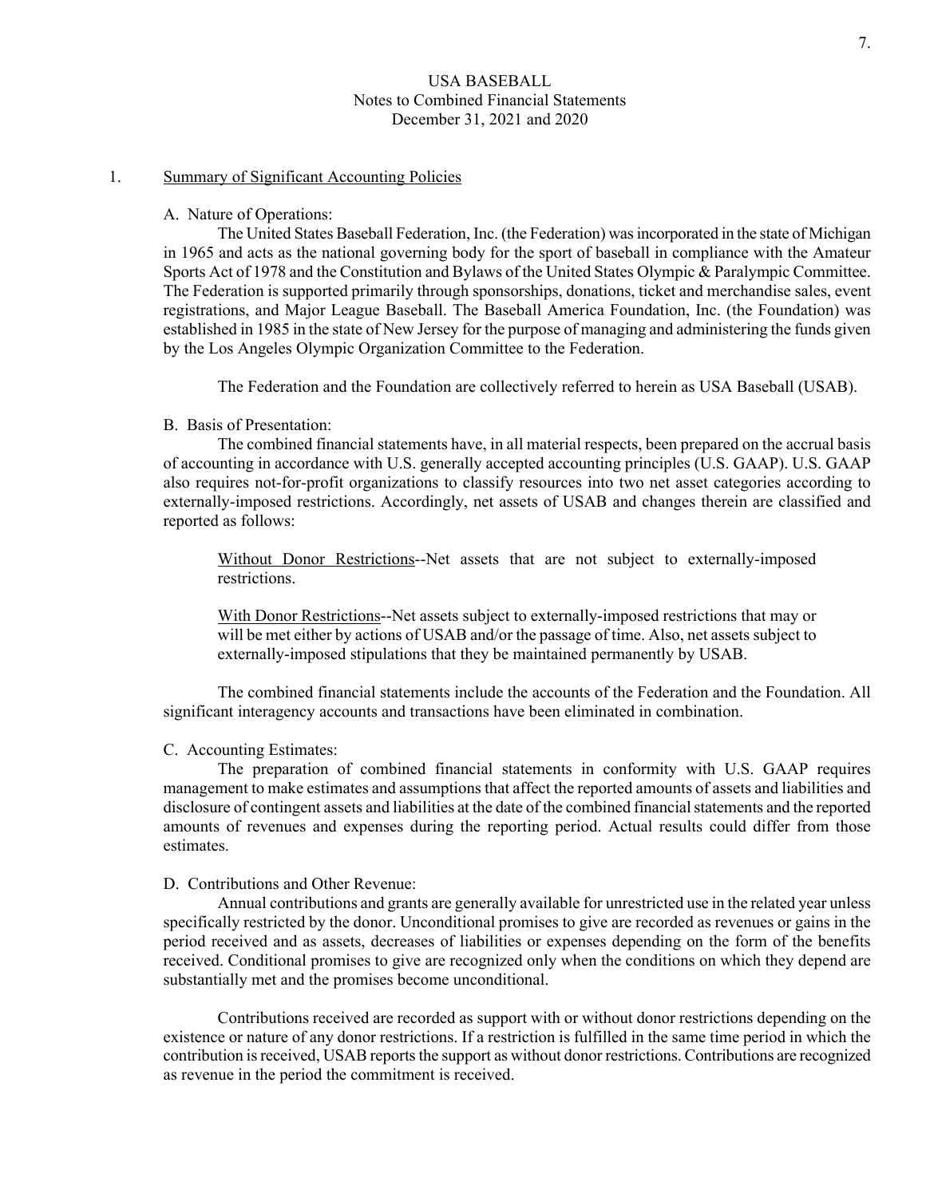USA BASEBALL
Notes to Combined Financial Statements
December 31, 2021 and 2020

1. Summary of Significant Accounting Policies

A. Nature of Operations:

The United States Baseball Federation, Inc. (the Federation) was incorporated in the state of Michigan in 1965 and acts as the national governing body for the sport of baseball in compliance with the Amateur Sports Act of 1978 and the Constitution and Bylaws of the United States Olympic & Paralympic Committee. The Federation is supported primarily through sponsorships, donations, ticket and merchandise sales, event registrations, and Major League Baseball. The Baseball America Foundation, Inc. (the Foundation) was established in 1985 in the state of New Jersey for the purpose of managing and administering the funds given by the Los Angeles Olympic Organization Committee to the Federation.

The Federation and the Foundation are collectively referred to herein as USA Baseball (USAB).

B. Basis of Presentation:

The combined financial statements have, in all material respects, been prepared on the accrual basis of accounting in accordance with U.S. generally accepted accounting principles (U.S. GAAP). U.S. GAAP also requires not-for-profit organizations to classify resources into two net asset categories according to externally-imposed restrictions. Accordingly, net assets of USAB and changes therein are classified and reported as follows:

Without Donor Restrictions--Net assets that are not subject to externally-imposed restrictions.

With Donor Restrictions--Net assets subject to externally-imposed restrictions that may or will be met either by actions of USAB and/or the passage of time. Also, net assets subject to externally-imposed stipulations that they be maintained permanently by USAB.

The combined financial statements include the accounts of the Federation and the Foundation. All significant interagency accounts and transactions have been eliminated in combination.

C. Accounting Estimates:

The preparation of combined financial statements in conformity with U.S. GAAP requires management to make estimates and assumptions that affect the reported amounts of assets and liabilities and disclosure of contingent assets and liabilities at the date of the combined financial statements and the reported amounts of revenues and expenses during the reporting period. Actual results could differ from those estimates.

D. Contributions and Other Revenue:

Annual contributions and grants are generally available for unrestricted use in the related year unless specifically restricted by the donor. Unconditional promises to give are recorded as revenues or gains in the period received and as assets, decreases of liabilities or expenses depending on the form of the benefits received. Conditional promises to give are recognized only when the conditions on which they depend are substantially met and the promises become unconditional.

Contributions received are recorded as support with or without donor restrictions depending on the existence or nature of any donor restrictions. If a restriction is fulfilled in the same time period in which the contribution is received, USAB reports the support as without donor restrictions. Contributions are recognized as revenue in the period the commitment is received.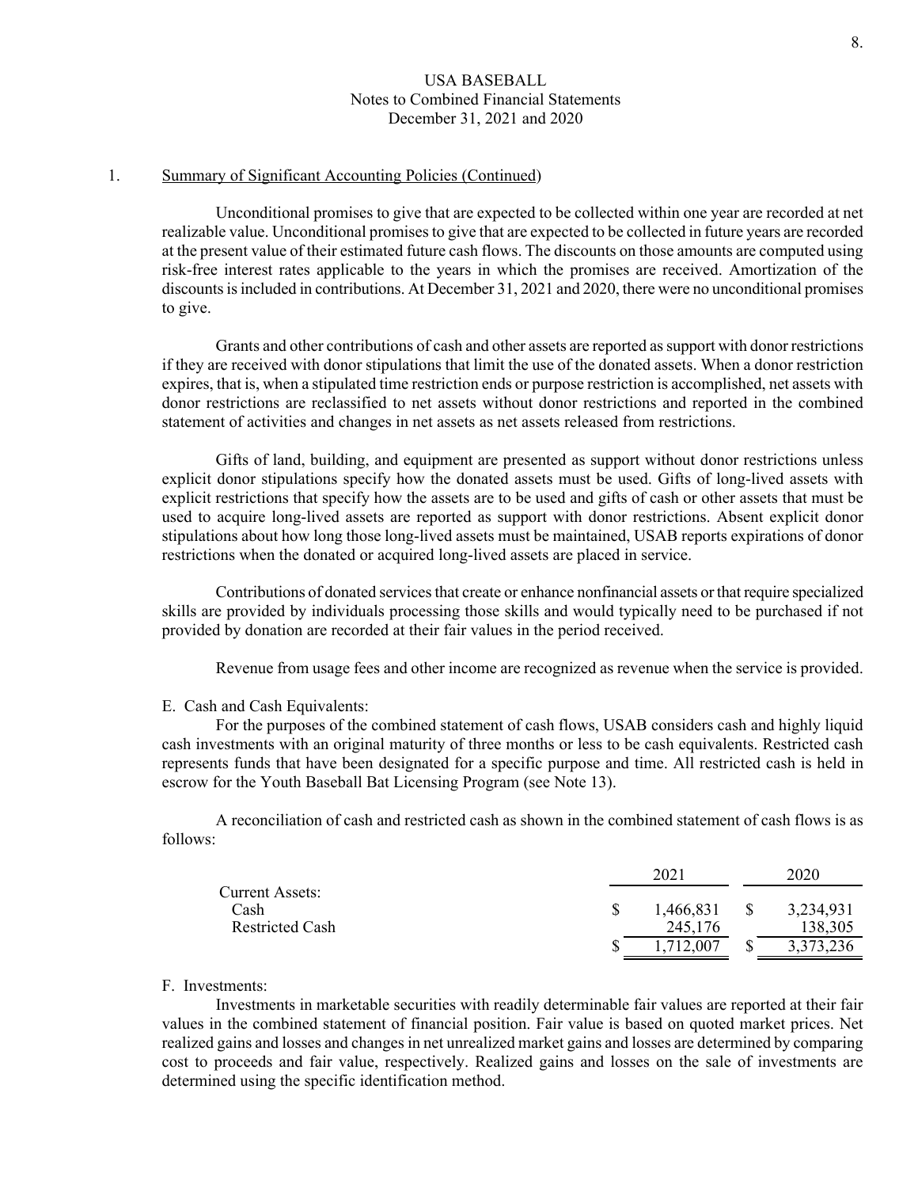# 1. Summary of Significant Accounting Policies (Continued)

Unconditional promises to give that are expected to be collected within one year are recorded at net realizable value. Unconditional promises to give that are expected to be collected in future years are recorded at the present value of their estimated future cash flows. The discounts on those amounts are computed using risk-free interest rates applicable to the years in which the promises are received. Amortization of the discounts is included in contributions. At December 31, 2021 and 2020, there were no unconditional promises to give.

Grants and other contributions of cash and other assets are reported as support with donor restrictions if they are received with donor stipulations that limit the use of the donated assets. When a donor restriction expires, that is, when a stipulated time restriction ends or purpose restriction is accomplished, net assets with donor restrictions are reclassified to net assets without donor restrictions and reported in the combined statement of activities and changes in net assets as net assets released from restrictions.

Gifts of land, building, and equipment are presented as support without donor restrictions unless explicit donor stipulations specify how the donated assets must be used. Gifts of long-lived assets with explicit restrictions that specify how the assets are to be used and gifts of cash or other assets that must be used to acquire long-lived assets are reported as support with donor restrictions. Absent explicit donor stipulations about how long those long-lived assets must be maintained, USAB reports expirations of donor restrictions when the donated or acquired long-lived assets are placed in service.

Contributions of donated services that create or enhance nonfinancial assets or that require specialized skills are provided by individuals processing those skills and would typically need to be purchased if not provided by donation are recorded at their fair values in the period received.

Revenue from usage fees and other income are recognized as revenue when the service is provided.

E. Cash and Cash Equivalents:

For the purposes of the combined statement of cash flows, USAB considers cash and highly liquid cash investments with an original maturity of three months or less to be cash equivalents. Restricted cash represents funds that have been designated for a specific purpose and time. All restricted cash is held in escrow for the Youth Baseball Bat Licensing Program (see Note 13).

A reconciliation of cash and restricted cash as shown in the combined statement of cash flows is as follows:

| | 2021 | 2020 |
|---|---|---|
| Current Assets: | | |
| Cash | $ 1,466,831 | $ 3,234,931 |
| Restricted Cash | 245,176 | 138,305 |
| | $ 1,712,007 | $ 3,373,236 |

F. Investments:

Investments in marketable securities with readily determinable fair values are reported at their fair values in the combined statement of financial position. Fair value is based on quoted market prices. Net realized gains and losses and changes in net unrealized market gains and losses are determined by comparing cost to proceeds and fair value, respectively. Realized gains and losses on the sale of investments are determined using the specific identification method.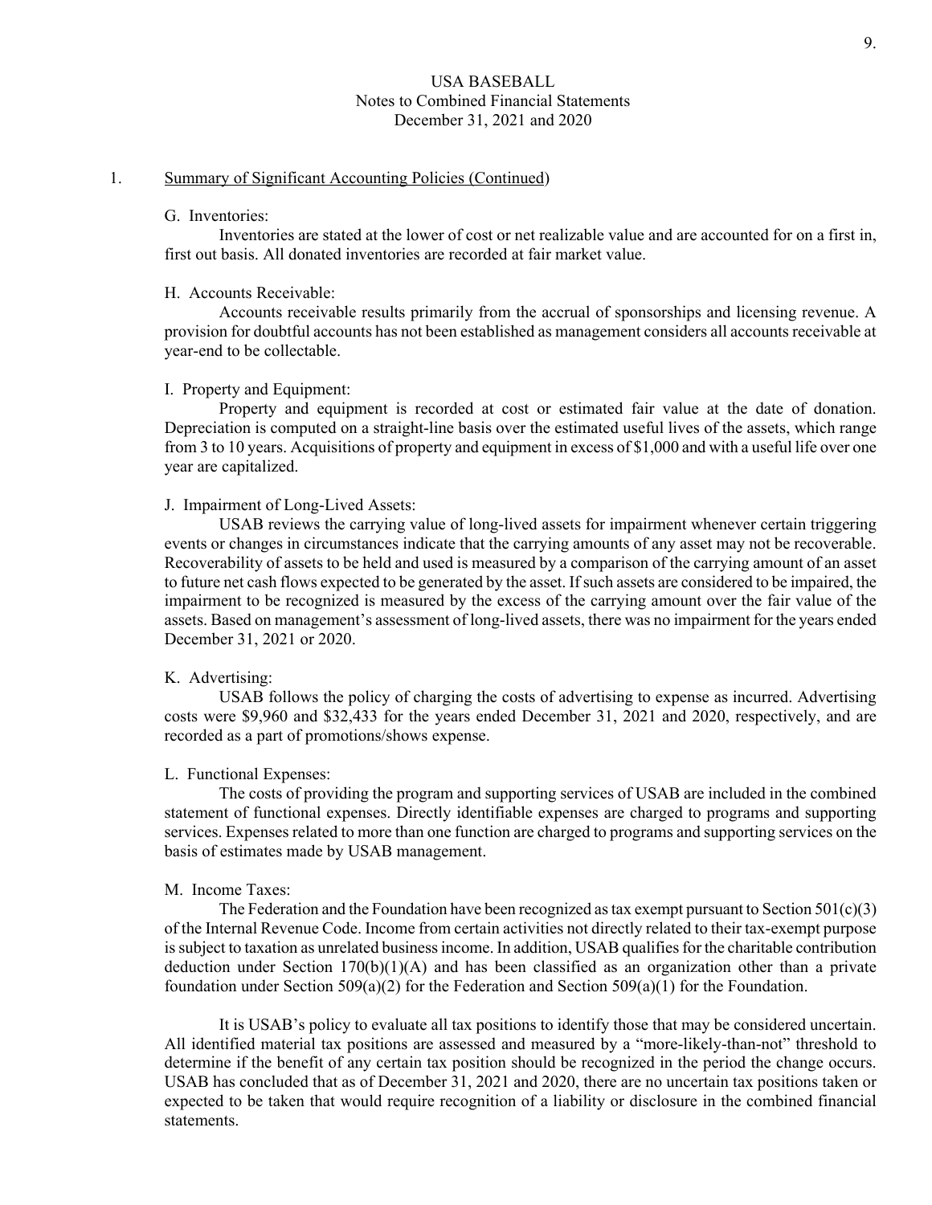## 1. Summary of Significant Accounting Policies (Continued)

G. Inventories:

Inventories are stated at the lower of cost or net realizable value and are accounted for on a first in, first out basis. All donated inventories are recorded at fair market value.

H. Accounts Receivable:

Accounts receivable results primarily from the accrual of sponsorships and licensing revenue. A provision for doubtful accounts has not been established as management considers all accounts receivable at year-end to be collectable.

I. Property and Equipment:

Property and equipment is recorded at cost or estimated fair value at the date of donation. Depreciation is computed on a straight-line basis over the estimated useful lives of the assets, which range from 3 to 10 years. Acquisitions of property and equipment in excess of $1,000 and with a useful life over one year are capitalized.

J. Impairment of Long-Lived Assets:

USAB reviews the carrying value of long-lived assets for impairment whenever certain triggering events or changes in circumstances indicate that the carrying amounts of any asset may not be recoverable. Recoverability of assets to be held and used is measured by a comparison of the carrying amount of an asset to future net cash flows expected to be generated by the asset. If such assets are considered to be impaired, the impairment to be recognized is measured by the excess of the carrying amount over the fair value of the assets. Based on management's assessment of long-lived assets, there was no impairment for the years ended December 31, 2021 or 2020.

K. Advertising:

USAB follows the policy of charging the costs of advertising to expense as incurred. Advertising costs were $9,960 and $32,433 for the years ended December 31, 2021 and 2020, respectively, and are recorded as a part of promotions/shows expense.

L. Functional Expenses:

The costs of providing the program and supporting services of USAB are included in the combined statement of functional expenses. Directly identifiable expenses are charged to programs and supporting services. Expenses related to more than one function are charged to programs and supporting services on the basis of estimates made by USAB management.

M. Income Taxes:

The Federation and the Foundation have been recognized as tax exempt pursuant to Section 501(c)(3) of the Internal Revenue Code. Income from certain activities not directly related to their tax-exempt purpose is subject to taxation as unrelated business income. In addition, USAB qualifies for the charitable contribution deduction under Section 170(b)(1)(A) and has been classified as an organization other than a private foundation under Section 509(a)(2) for the Federation and Section 509(a)(1) for the Foundation.

It is USAB's policy to evaluate all tax positions to identify those that may be considered uncertain. All identified material tax positions are assessed and measured by a "more-likely-than-not" threshold to determine if the benefit of any certain tax position should be recognized in the period the change occurs. USAB has concluded that as of December 31, 2021 and 2020, there are no uncertain tax positions taken or expected to be taken that would require recognition of a liability or disclosure in the combined financial statements.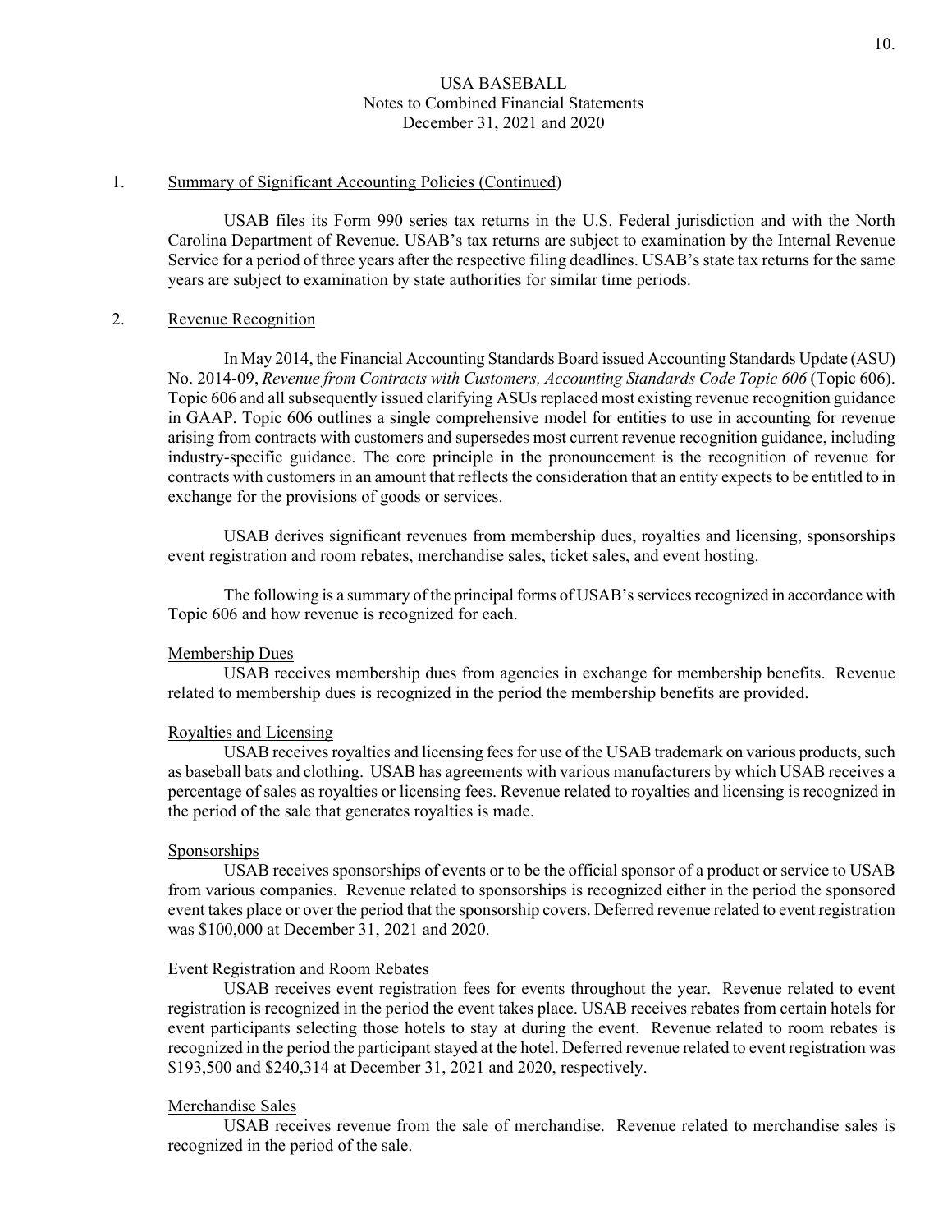USA BASEBALL
Notes to Combined Financial Statements
December 31, 2021 and 2020

1. Summary of Significant Accounting Policies (Continued)

USAB files its Form 990 series tax returns in the U.S. Federal jurisdiction and with the North Carolina Department of Revenue. USAB's tax returns are subject to examination by the Internal Revenue Service for a period of three years after the respective filing deadlines. USAB's state tax returns for the same years are subject to examination by state authorities for similar time periods.

2. Revenue Recognition

In May 2014, the Financial Accounting Standards Board issued Accounting Standards Update (ASU) No. 2014-09, *Revenue from Contracts with Customers, Accounting Standards Code Topic 606* (Topic 606). Topic 606 and all subsequently issued clarifying ASUs replaced most existing revenue recognition guidance in GAAP. Topic 606 outlines a single comprehensive model for entities to use in accounting for revenue arising from contracts with customers and supersedes most current revenue recognition guidance, including industry-specific guidance. The core principle in the pronouncement is the recognition of revenue for contracts with customers in an amount that reflects the consideration that an entity expects to be entitled to in exchange for the provisions of goods or services.

USAB derives significant revenues from membership dues, royalties and licensing, sponsorships event registration and room rebates, merchandise sales, ticket sales, and event hosting.

The following is a summary of the principal forms of USAB's services recognized in accordance with Topic 606 and how revenue is recognized for each.

Membership Dues

USAB receives membership dues from agencies in exchange for membership benefits. Revenue related to membership dues is recognized in the period the membership benefits are provided.

Royalties and Licensing

USAB receives royalties and licensing fees for use of the USAB trademark on various products, such as baseball bats and clothing. USAB has agreements with various manufacturers by which USAB receives a percentage of sales as royalties or licensing fees. Revenue related to royalties and licensing is recognized in the period of the sale that generates royalties is made.

Sponsorships

USAB receives sponsorships of events or to be the official sponsor of a product or service to USAB from various companies. Revenue related to sponsorships is recognized either in the period the sponsored event takes place or over the period that the sponsorship covers. Deferred revenue related to event registration was $100,000 at December 31, 2021 and 2020.

Event Registration and Room Rebates

USAB receives event registration fees for events throughout the year. Revenue related to event registration is recognized in the period the event takes place. USAB receives rebates from certain hotels for event participants selecting those hotels to stay at during the event. Revenue related to room rebates is recognized in the period the participant stayed at the hotel. Deferred revenue related to event registration was $193,500 and $240,314 at December 31, 2021 and 2020, respectively.

Merchandise Sales

USAB receives revenue from the sale of merchandise. Revenue related to merchandise sales is recognized in the period of the sale.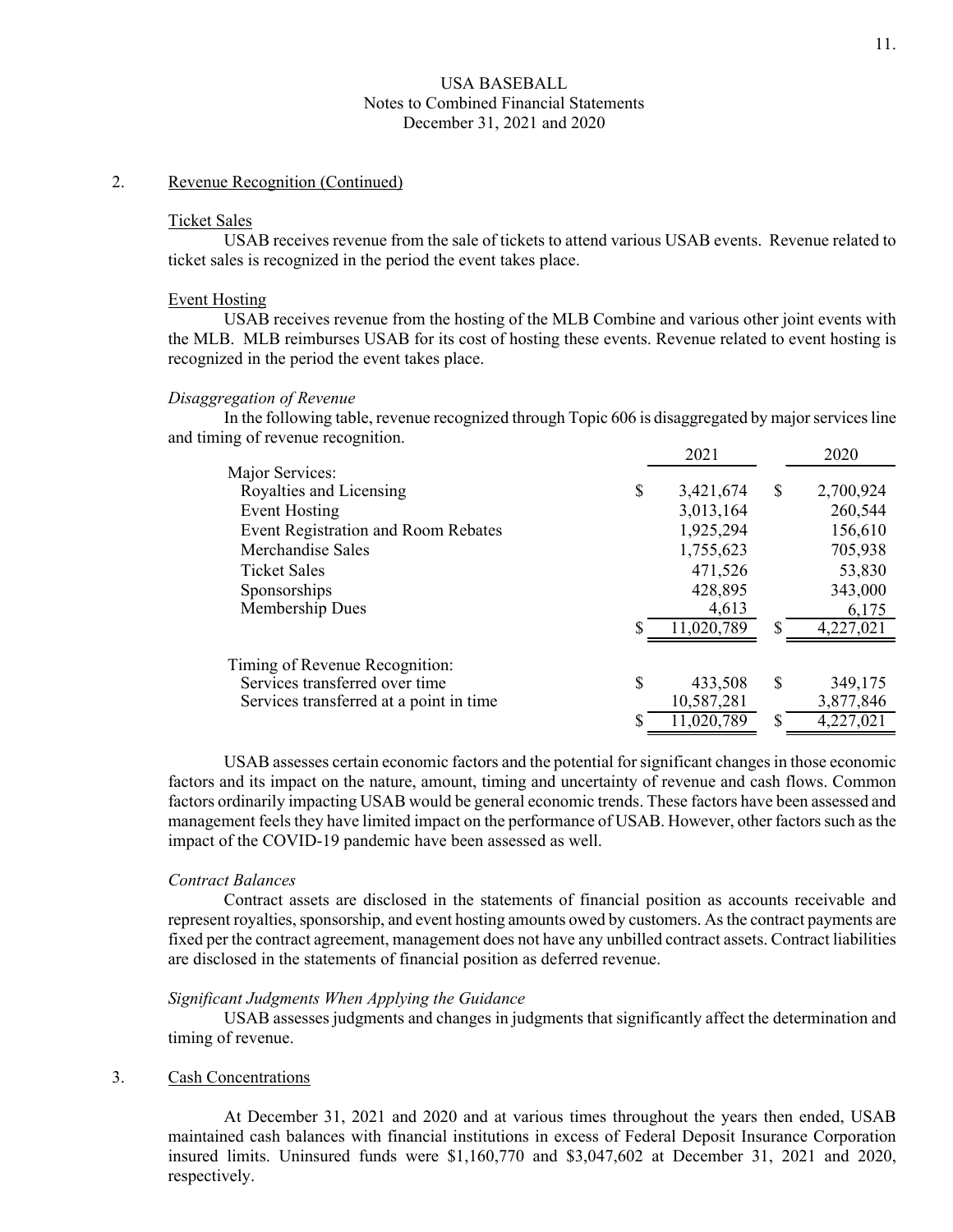USA BASEBALL
Notes to Combined Financial Statements
December 31, 2021 and 2020

## 2. Revenue Recognition (Continued)

### Ticket Sales

USAB receives revenue from the sale of tickets to attend various USAB events. Revenue related to ticket sales is recognized in the period the event takes place.

### Event Hosting

USAB receives revenue from the hosting of the MLB Combine and various other joint events with the MLB. MLB reimburses USAB for its cost of hosting these events. Revenue related to event hosting is recognized in the period the event takes place.

*Disaggregation of Revenue*

In the following table, revenue recognized through Topic 606 is disaggregated by major services line and timing of revenue recognition.

| | 2021 | 2020 |
|---|---|---|
| Major Services: | | |
| Royalties and Licensing | $ 3,421,674 | $ 2,700,924 |
| Event Hosting | 3,013,164 | 260,544 |
| Event Registration and Room Rebates | 1,925,294 | 156,610 |
| Merchandise Sales | 1,755,623 | 705,938 |
| Ticket Sales | 471,526 | 53,830 |
| Sponsorships | 428,895 | 343,000 |
| Membership Dues | 4,613 | 6,175 |
| | $ 11,020,789 | $ 4,227,021 |
| Timing of Revenue Recognition: | | |
| Services transferred over time | $ 433,508 | $ 349,175 |
| Services transferred at a point in time | 10,587,281 | 3,877,846 |
| | $ 11,020,789 | $ 4,227,021 |

USAB assesses certain economic factors and the potential for significant changes in those economic factors and its impact on the nature, amount, timing and uncertainty of revenue and cash flows. Common factors ordinarily impacting USAB would be general economic trends. These factors have been assessed and management feels they have limited impact on the performance of USAB. However, other factors such as the impact of the COVID-19 pandemic have been assessed as well.

*Contract Balances*

Contract assets are disclosed in the statements of financial position as accounts receivable and represent royalties, sponsorship, and event hosting amounts owed by customers. As the contract payments are fixed per the contract agreement, management does not have any unbilled contract assets. Contract liabilities are disclosed in the statements of financial position as deferred revenue.

*Significant Judgments When Applying the Guidance*

USAB assesses judgments and changes in judgments that significantly affect the determination and timing of revenue.

## 3. Cash Concentrations

At December 31, 2021 and 2020 and at various times throughout the years then ended, USAB maintained cash balances with financial institutions in excess of Federal Deposit Insurance Corporation insured limits. Uninsured funds were $1,160,770 and $3,047,602 at December 31, 2021 and 2020, respectively.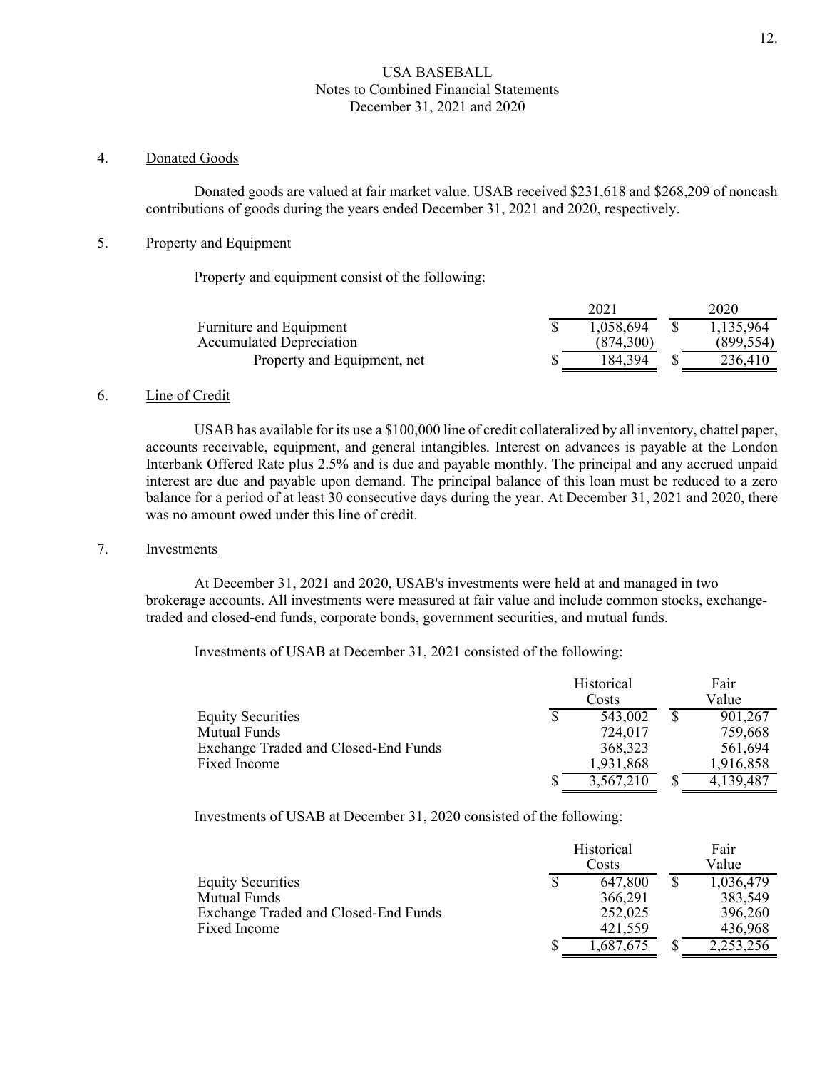USA BASEBALL
Notes to Combined Financial Statements
December 31, 2021 and 2020

4. Donated Goods

Donated goods are valued at fair market value. USAB received $231,618 and $268,209 of noncash contributions of goods during the years ended December 31, 2021 and 2020, respectively.

5. Property and Equipment

Property and equipment consist of the following:

| | 2021 | 2020 |
|---|---|---|
| Furniture and Equipment | $ 1,058,694 | $ 1,135,964 |
| Accumulated Depreciation | (874,300) | (899,554) |
| Property and Equipment, net | $ 184,394 | $ 236,410 |

6. Line of Credit

USAB has available for its use a $100,000 line of credit collateralized by all inventory, chattel paper, accounts receivable, equipment, and general intangibles. Interest on advances is payable at the London Interbank Offered Rate plus 2.5% and is due and payable monthly. The principal and any accrued unpaid interest are due and payable upon demand. The principal balance of this loan must be reduced to a zero balance for a period of at least 30 consecutive days during the year. At December 31, 2021 and 2020, there was no amount owed under this line of credit.

7. Investments

At December 31, 2021 and 2020, USAB's investments were held at and managed in two brokerage accounts. All investments were measured at fair value and include common stocks, exchange-traded and closed-end funds, corporate bonds, government securities, and mutual funds.

Investments of USAB at December 31, 2021 consisted of the following:

| | Historical Costs | Fair Value |
|---|---|---|
| Equity Securities | $ 543,002 | $ 901,267 |
| Mutual Funds | 724,017 | 759,668 |
| Exchange Traded and Closed-End Funds | 368,323 | 561,694 |
| Fixed Income | 1,931,868 | 1,916,858 |
| | $ 3,567,210 | $ 4,139,487 |

Investments of USAB at December 31, 2020 consisted of the following:

| | Historical Costs | Fair Value |
|---|---|---|
| Equity Securities | $ 647,800 | $ 1,036,479 |
| Mutual Funds | 366,291 | 383,549 |
| Exchange Traded and Closed-End Funds | 252,025 | 396,260 |
| Fixed Income | 421,559 | 436,968 |
| | $ 1,687,675 | $ 2,253,256 |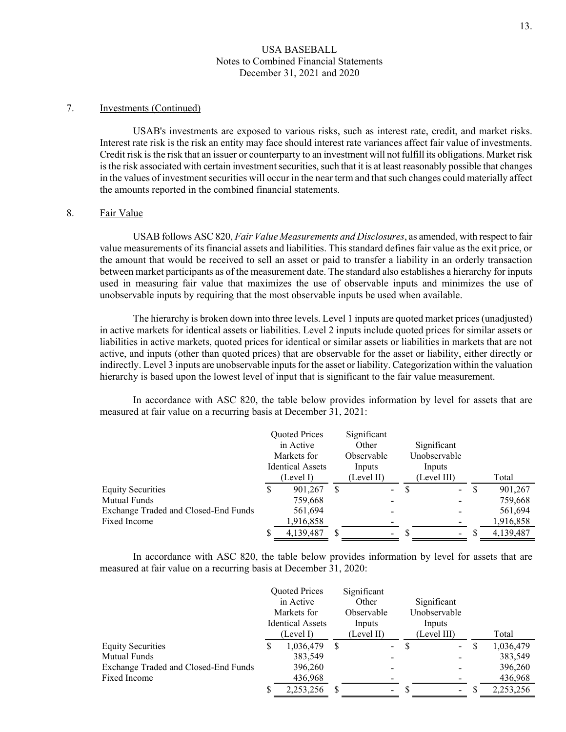7. Investments (Continued)

USAB's investments are exposed to various risks, such as interest rate, credit, and market risks. Interest rate risk is the risk an entity may face should interest rate variances affect fair value of investments. Credit risk is the risk that an issuer or counterparty to an investment will not fulfill its obligations. Market risk is the risk associated with certain investment securities, such that it is at least reasonably possible that changes in the values of investment securities will occur in the near term and that such changes could materially affect the amounts reported in the combined financial statements.

8. Fair Value

USAB follows ASC 820, *Fair Value Measurements and Disclosures*, as amended, with respect to fair value measurements of its financial assets and liabilities. This standard defines fair value as the exit price, or the amount that would be received to sell an asset or paid to transfer a liability in an orderly transaction between market participants as of the measurement date. The standard also establishes a hierarchy for inputs used in measuring fair value that maximizes the use of observable inputs and minimizes the use of unobservable inputs by requiring that the most observable inputs be used when available.

The hierarchy is broken down into three levels. Level 1 inputs are quoted market prices (unadjusted) in active markets for identical assets or liabilities. Level 2 inputs include quoted prices for similar assets or liabilities in active markets, quoted prices for identical or similar assets or liabilities in markets that are not active, and inputs (other than quoted prices) that are observable for the asset or liability, either directly or indirectly. Level 3 inputs are unobservable inputs for the asset or liability. Categorization within the valuation hierarchy is based upon the lowest level of input that is significant to the fair value measurement.

In accordance with ASC 820, the table below provides information by level for assets that are measured at fair value on a recurring basis at December 31, 2021:

| | Quoted Prices in Active Markets for Identical Assets (Level I) | Significant Other Observable Inputs (Level II) | Significant Unobservable Inputs (Level III) | Total |
|---|---|---|---|---|
| Equity Securities | $ 901,267 | $ - | $ - | $ 901,267 |
| Mutual Funds | 759,668 | - | - | 759,668 |
| Exchange Traded and Closed-End Funds | 561,694 | - | - | 561,694 |
| Fixed Income | 1,916,858 | - | - | 1,916,858 |
| | $ 4,139,487 | $ - | $ - | $ 4,139,487 |

In accordance with ASC 820, the table below provides information by level for assets that are measured at fair value on a recurring basis at December 31, 2020:

| | Quoted Prices in Active Markets for Identical Assets (Level I) | Significant Other Observable Inputs (Level II) | Significant Unobservable Inputs (Level III) | Total |
|---|---|---|---|---|
| Equity Securities | $ 1,036,479 | $ - | $ - | $ 1,036,479 |
| Mutual Funds | 383,549 | - | - | 383,549 |
| Exchange Traded and Closed-End Funds | 396,260 | - | - | 396,260 |
| Fixed Income | 436,968 | - | - | 436,968 |
| | $ 2,253,256 | $ - | $ - | $ 2,253,256 |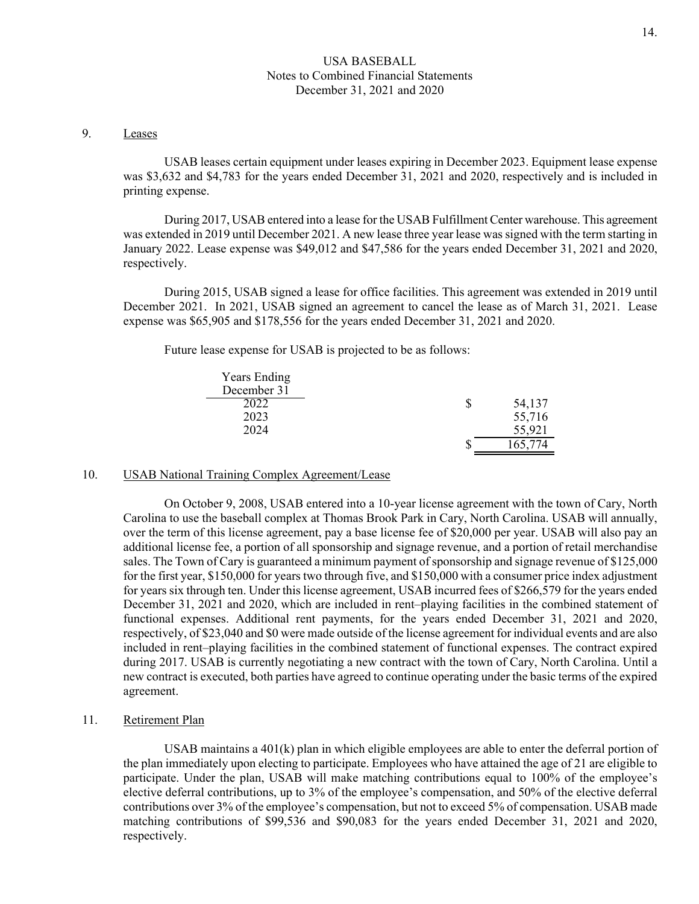USA BASEBALL
Notes to Combined Financial Statements
December 31, 2021 and 2020

## 9. Leases

USAB leases certain equipment under leases expiring in December 2023. Equipment lease expense was $3,632 and $4,783 for the years ended December 31, 2021 and 2020, respectively and is included in printing expense.

During 2017, USAB entered into a lease for the USAB Fulfillment Center warehouse. This agreement was extended in 2019 until December 2021. A new lease three year lease was signed with the term starting in January 2022. Lease expense was $49,012 and $47,586 for the years ended December 31, 2021 and 2020, respectively.

During 2015, USAB signed a lease for office facilities. This agreement was extended in 2019 until December 2021. In 2021, USAB signed an agreement to cancel the lease as of March 31, 2021. Lease expense was $65,905 and $178,556 for the years ended December 31, 2021 and 2020.

Future lease expense for USAB is projected to be as follows:

| Years Ending December 31 | |
|---|---|
| 2022 | $ 54,137 |
| 2023 | 55,716 |
| 2024 | 55,921 |
| | $ 165,774 |

## 10. USAB National Training Complex Agreement/Lease

On October 9, 2008, USAB entered into a 10-year license agreement with the town of Cary, North Carolina to use the baseball complex at Thomas Brook Park in Cary, North Carolina. USAB will annually, over the term of this license agreement, pay a base license fee of $20,000 per year. USAB will also pay an additional license fee, a portion of all sponsorship and signage revenue, and a portion of retail merchandise sales. The Town of Cary is guaranteed a minimum payment of sponsorship and signage revenue of $125,000 for the first year, $150,000 for years two through five, and $150,000 with a consumer price index adjustment for years six through ten. Under this license agreement, USAB incurred fees of $266,579 for the years ended December 31, 2021 and 2020, which are included in rent–playing facilities in the combined statement of functional expenses. Additional rent payments, for the years ended December 31, 2021 and 2020, respectively, of $23,040 and $0 were made outside of the license agreement for individual events and are also included in rent–playing facilities in the combined statement of functional expenses. The contract expired during 2017. USAB is currently negotiating a new contract with the town of Cary, North Carolina. Until a new contract is executed, both parties have agreed to continue operating under the basic terms of the expired agreement.

## 11. Retirement Plan

USAB maintains a 401(k) plan in which eligible employees are able to enter the deferral portion of the plan immediately upon electing to participate. Employees who have attained the age of 21 are eligible to participate. Under the plan, USAB will make matching contributions equal to 100% of the employee's elective deferral contributions, up to 3% of the employee's compensation, and 50% of the elective deferral contributions over 3% of the employee's compensation, but not to exceed 5% of compensation. USAB made matching contributions of $99,536 and $90,083 for the years ended December 31, 2021 and 2020, respectively.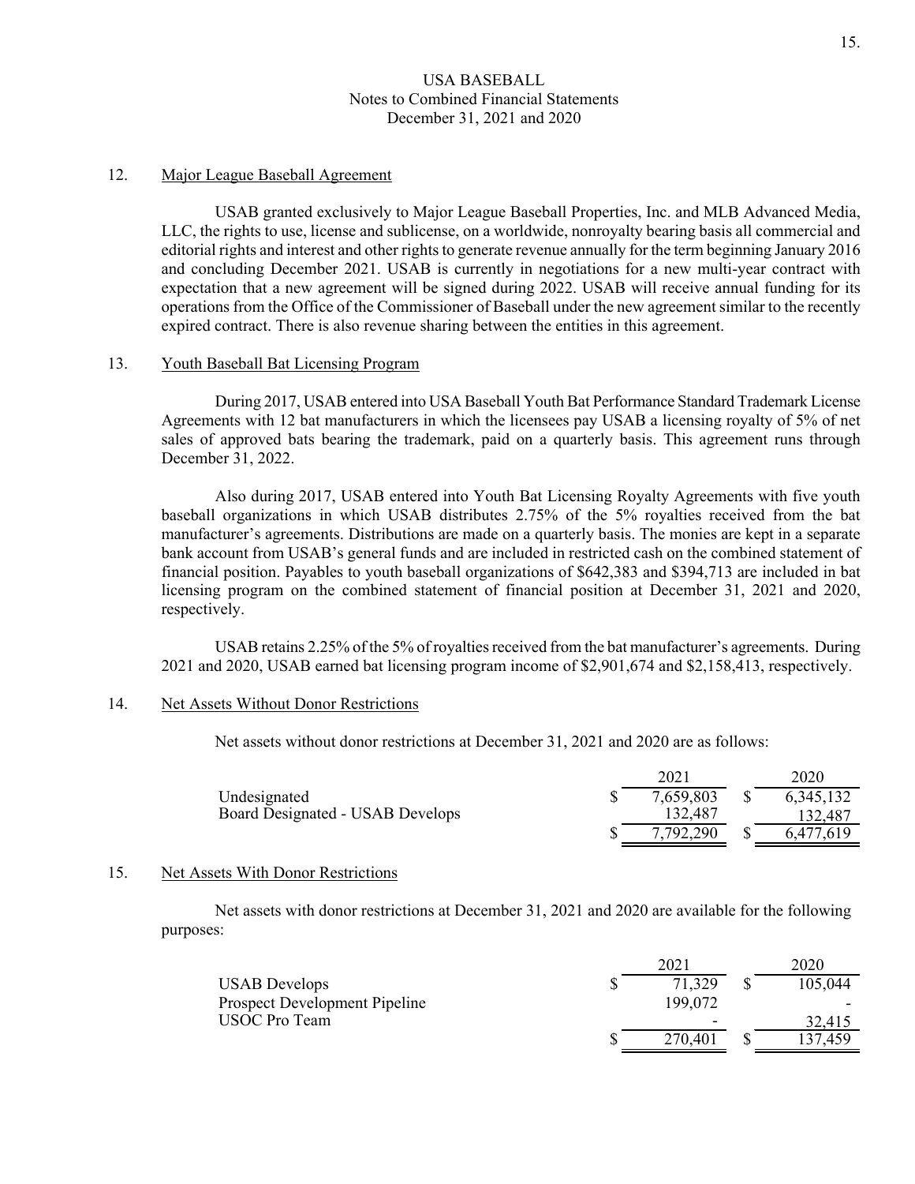USA BASEBALL
Notes to Combined Financial Statements
December 31, 2021 and 2020

## 12. Major League Baseball Agreement

USAB granted exclusively to Major League Baseball Properties, Inc. and MLB Advanced Media, LLC, the rights to use, license and sublicense, on a worldwide, nonroyalty bearing basis all commercial and editorial rights and interest and other rights to generate revenue annually for the term beginning January 2016 and concluding December 2021. USAB is currently in negotiations for a new multi-year contract with expectation that a new agreement will be signed during 2022. USAB will receive annual funding for its operations from the Office of the Commissioner of Baseball under the new agreement similar to the recently expired contract. There is also revenue sharing between the entities in this agreement.

## 13. Youth Baseball Bat Licensing Program

During 2017, USAB entered into USA Baseball Youth Bat Performance Standard Trademark License Agreements with 12 bat manufacturers in which the licensees pay USAB a licensing royalty of 5% of net sales of approved bats bearing the trademark, paid on a quarterly basis. This agreement runs through December 31, 2022.

Also during 2017, USAB entered into Youth Bat Licensing Royalty Agreements with five youth baseball organizations in which USAB distributes 2.75% of the 5% royalties received from the bat manufacturer's agreements. Distributions are made on a quarterly basis. The monies are kept in a separate bank account from USAB's general funds and are included in restricted cash on the combined statement of financial position. Payables to youth baseball organizations of $642,383 and $394,713 are included in bat licensing program on the combined statement of financial position at December 31, 2021 and 2020, respectively.

USAB retains 2.25% of the 5% of royalties received from the bat manufacturer's agreements. During 2021 and 2020, USAB earned bat licensing program income of $2,901,674 and $2,158,413, respectively.

## 14. Net Assets Without Donor Restrictions

Net assets without donor restrictions at December 31, 2021 and 2020 are as follows:

| | 2021 | 2020 |
|---|---|---|
| Undesignated | $ 7,659,803 | $ 6,345,132 |
| Board Designated - USAB Develops | 132,487 | 132,487 |
| | $ 7,792,290 | $ 6,477,619 |

## 15. Net Assets With Donor Restrictions

Net assets with donor restrictions at December 31, 2021 and 2020 are available for the following purposes:

| | 2021 | 2020 |
|---|---|---|
| USAB Develops | $ 71,329 | $ 105,044 |
| Prospect Development Pipeline | 199,072 | - |
| USOC Pro Team | - | 32,415 |
| | $ 270,401 | $ 137,459 |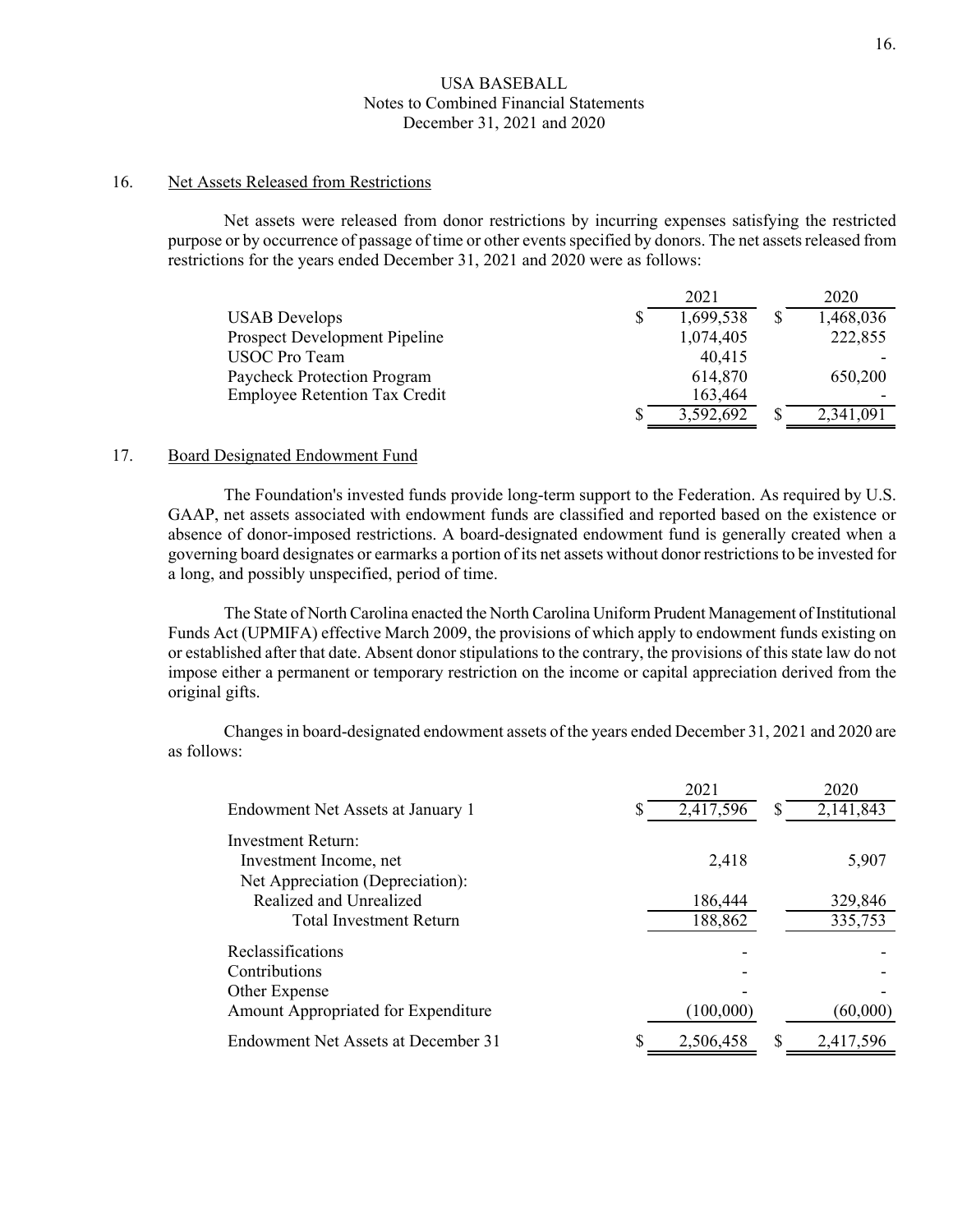USA BASEBALL
Notes to Combined Financial Statements
December 31, 2021 and 2020

## 16. Net Assets Released from Restrictions

Net assets were released from donor restrictions by incurring expenses satisfying the restricted purpose or by occurrence of passage of time or other events specified by donors. The net assets released from restrictions for the years ended December 31, 2021 and 2020 were as follows:

| | 2021 | 2020 |
|---|---|---|
| USAB Develops | $ 1,699,538 | $ 1,468,036 |
| Prospect Development Pipeline | 1,074,405 | 222,855 |
| USOC Pro Team | 40,415 | - |
| Paycheck Protection Program | 614,870 | 650,200 |
| Employee Retention Tax Credit | 163,464 | - |
| | $ 3,592,692 | $ 2,341,091 |

## 17. Board Designated Endowment Fund

The Foundation's invested funds provide long-term support to the Federation. As required by U.S. GAAP, net assets associated with endowment funds are classified and reported based on the existence or absence of donor-imposed restrictions. A board-designated endowment fund is generally created when a governing board designates or earmarks a portion of its net assets without donor restrictions to be invested for a long, and possibly unspecified, period of time.

The State of North Carolina enacted the North Carolina Uniform Prudent Management of Institutional Funds Act (UPMIFA) effective March 2009, the provisions of which apply to endowment funds existing on or established after that date. Absent donor stipulations to the contrary, the provisions of this state law do not impose either a permanent or temporary restriction on the income or capital appreciation derived from the original gifts.

Changes in board-designated endowment assets of the years ended December 31, 2021 and 2020 are as follows:

| | 2021 | 2020 |
|---|---|---|
| Endowment Net Assets at January 1 | $ 2,417,596 | $ 2,141,843 |
| Investment Return: | | |
| Investment Income, net | 2,418 | 5,907 |
| Net Appreciation (Depreciation): | | |
| Realized and Unrealized | 186,444 | 329,846 |
| Total Investment Return | 188,862 | 335,753 |
| Reclassifications | - | - |
| Contributions | - | - |
| Other Expense | - | - |
| Amount Appropriated for Expenditure | (100,000) | (60,000) |
| Endowment Net Assets at December 31 | $ 2,506,458 | $ 2,417,596 |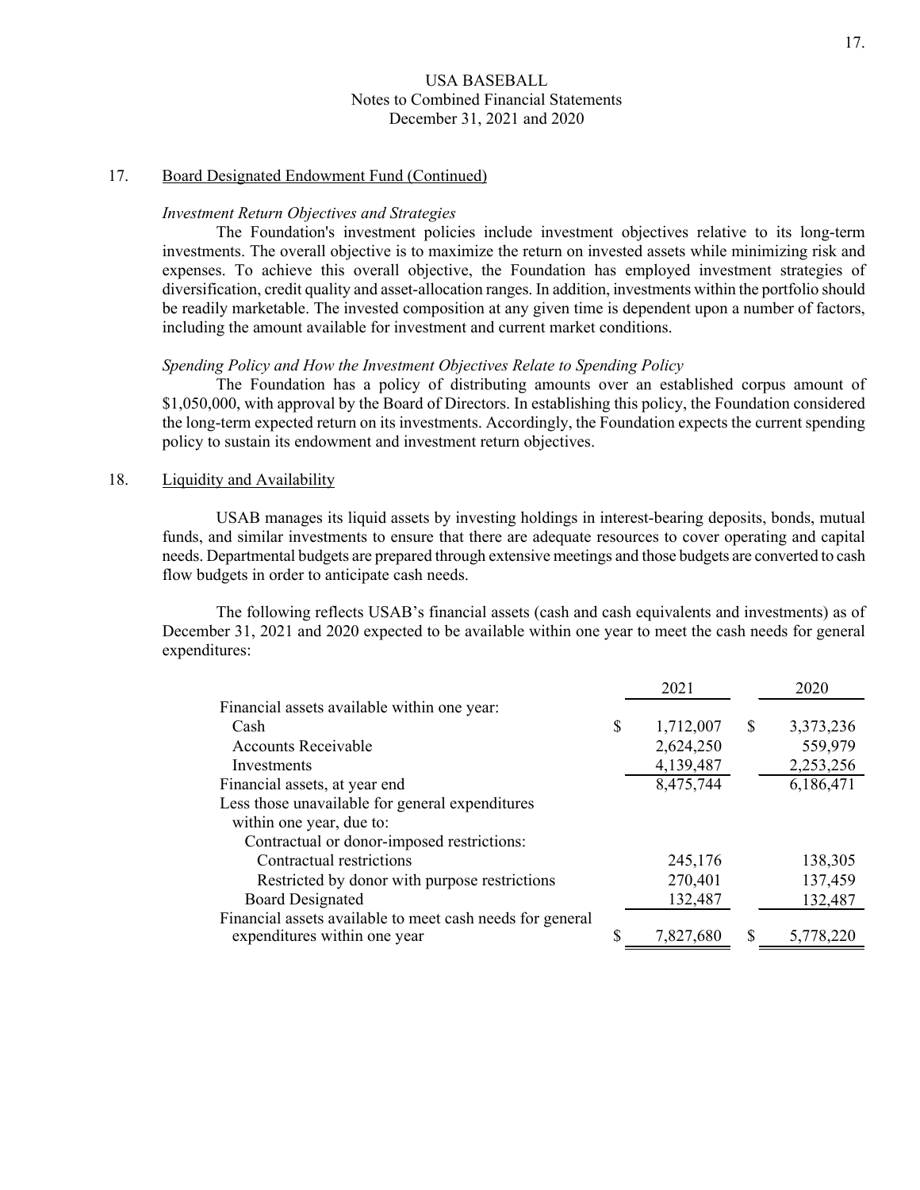USA BASEBALL
Notes to Combined Financial Statements
December 31, 2021 and 2020

## 17. Board Designated Endowment Fund (Continued)

*Investment Return Objectives and Strategies*

The Foundation's investment policies include investment objectives relative to its long-term investments. The overall objective is to maximize the return on invested assets while minimizing risk and expenses. To achieve this overall objective, the Foundation has employed investment strategies of diversification, credit quality and asset-allocation ranges. In addition, investments within the portfolio should be readily marketable. The invested composition at any given time is dependent upon a number of factors, including the amount available for investment and current market conditions.

*Spending Policy and How the Investment Objectives Relate to Spending Policy*

The Foundation has a policy of distributing amounts over an established corpus amount of $1,050,000, with approval by the Board of Directors. In establishing this policy, the Foundation considered the long-term expected return on its investments. Accordingly, the Foundation expects the current spending policy to sustain its endowment and investment return objectives.

## 18. Liquidity and Availability

USAB manages its liquid assets by investing holdings in interest-bearing deposits, bonds, mutual funds, and similar investments to ensure that there are adequate resources to cover operating and capital needs. Departmental budgets are prepared through extensive meetings and those budgets are converted to cash flow budgets in order to anticipate cash needs.

The following reflects USAB's financial assets (cash and cash equivalents and investments) as of December 31, 2021 and 2020 expected to be available within one year to meet the cash needs for general expenditures:

| | 2021 | 2020 |
|---|---|---|
| Financial assets available within one year: | | |
| Cash | $ 1,712,007 | $ 3,373,236 |
| Accounts Receivable | 2,624,250 | 559,979 |
| Investments | 4,139,487 | 2,253,256 |
| Financial assets, at year end | 8,475,744 | 6,186,471 |
| Less those unavailable for general expenditures within one year, due to: | | |
| Contractual or donor-imposed restrictions: | | |
| Contractual restrictions | 245,176 | 138,305 |
| Restricted by donor with purpose restrictions | 270,401 | 137,459 |
| Board Designated | 132,487 | 132,487 |
| Financial assets available to meet cash needs for general expenditures within one year | $ 7,827,680 | $ 5,778,220 |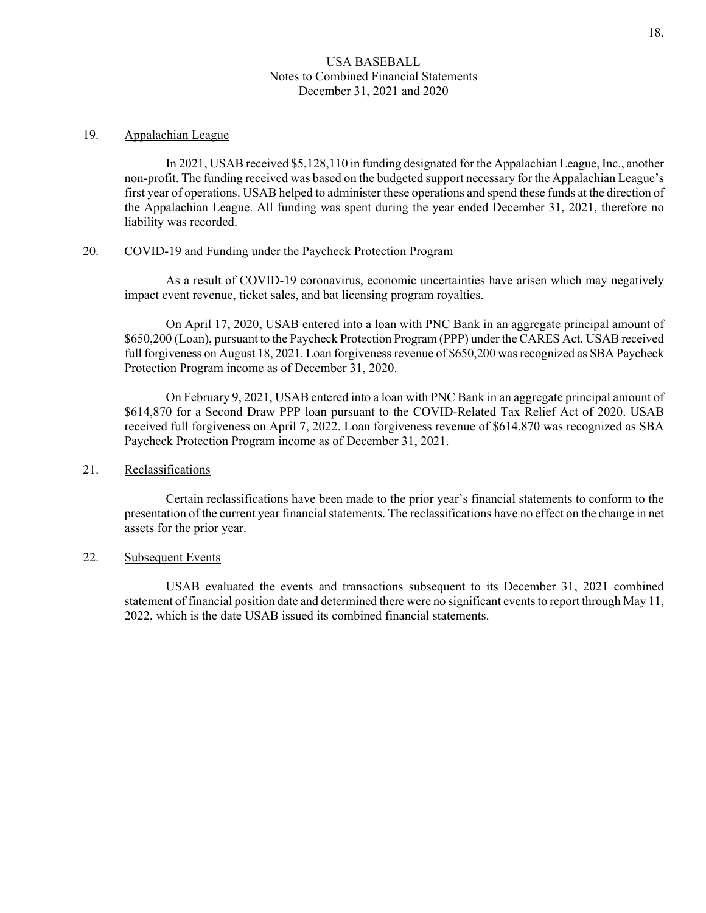## 19. Appalachian League

In 2021, USAB received $5,128,110 in funding designated for the Appalachian League, Inc., another non-profit. The funding received was based on the budgeted support necessary for the Appalachian League's first year of operations. USAB helped to administer these operations and spend these funds at the direction of the Appalachian League. All funding was spent during the year ended December 31, 2021, therefore no liability was recorded.

## 20. COVID-19 and Funding under the Paycheck Protection Program

As a result of COVID-19 coronavirus, economic uncertainties have arisen which may negatively impact event revenue, ticket sales, and bat licensing program royalties.

On April 17, 2020, USAB entered into a loan with PNC Bank in an aggregate principal amount of $650,200 (Loan), pursuant to the Paycheck Protection Program (PPP) under the CARES Act. USAB received full forgiveness on August 18, 2021. Loan forgiveness revenue of $650,200 was recognized as SBA Paycheck Protection Program income as of December 31, 2020.

On February 9, 2021, USAB entered into a loan with PNC Bank in an aggregate principal amount of $614,870 for a Second Draw PPP loan pursuant to the COVID-Related Tax Relief Act of 2020. USAB received full forgiveness on April 7, 2022. Loan forgiveness revenue of $614,870 was recognized as SBA Paycheck Protection Program income as of December 31, 2021.

## 21. Reclassifications

Certain reclassifications have been made to the prior year's financial statements to conform to the presentation of the current year financial statements. The reclassifications have no effect on the change in net assets for the prior year.

## 22. Subsequent Events

USAB evaluated the events and transactions subsequent to its December 31, 2021 combined statement of financial position date and determined there were no significant events to report through May 11, 2022, which is the date USAB issued its combined financial statements.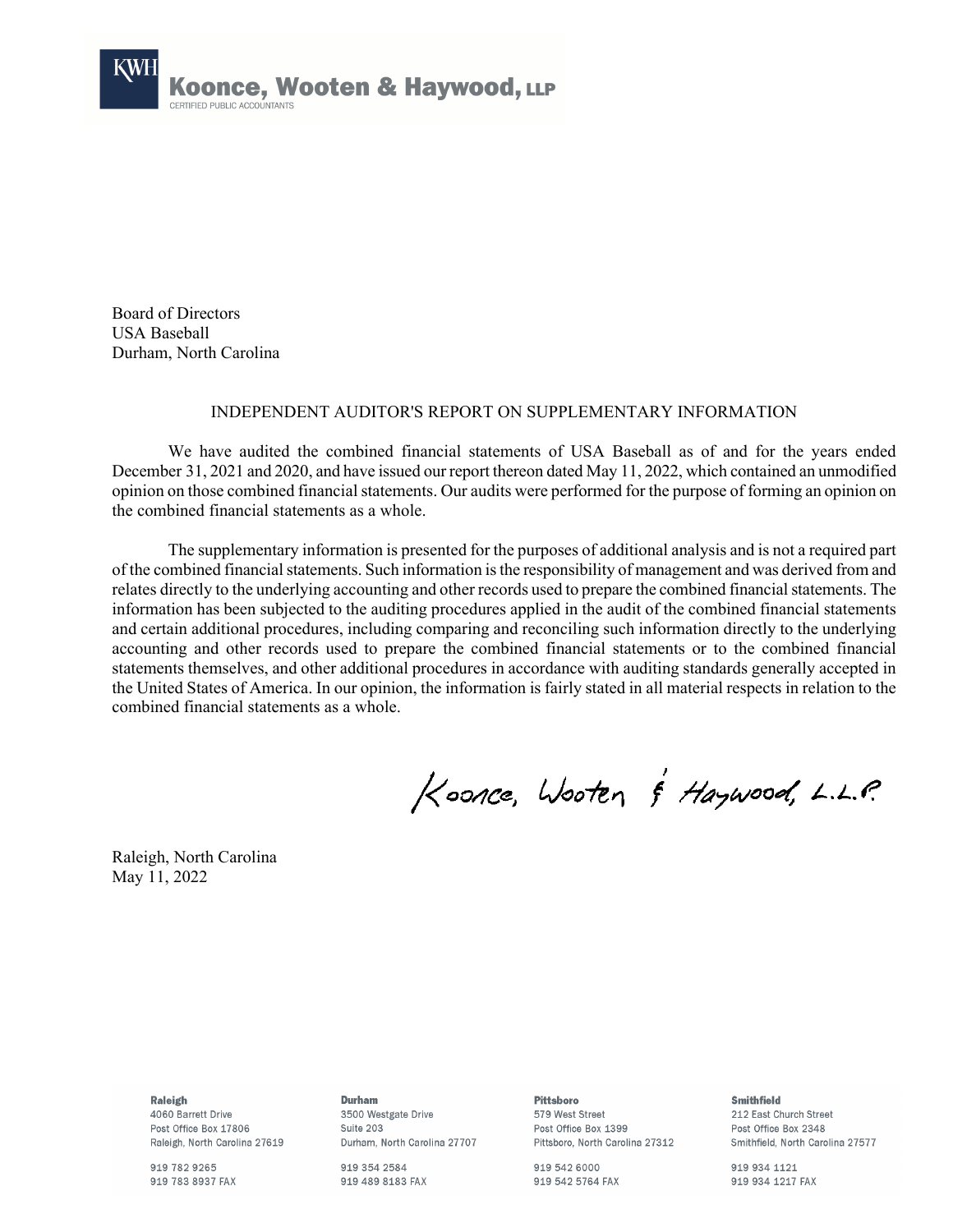**KWH** **Koonce, Wooten & Haywood, LLP**
CERTIFIED PUBLIC ACCOUNTANTS

Board of Directors
USA Baseball
Durham, North Carolina

## INDEPENDENT AUDITOR'S REPORT ON SUPPLEMENTARY INFORMATION

We have audited the combined financial statements of USA Baseball as of and for the years ended December 31, 2021 and 2020, and have issued our report thereon dated May 11, 2022, which contained an unmodified opinion on those combined financial statements. Our audits were performed for the purpose of forming an opinion on the combined financial statements as a whole.

The supplementary information is presented for the purposes of additional analysis and is not a required part of the combined financial statements. Such information is the responsibility of management and was derived from and relates directly to the underlying accounting and other records used to prepare the combined financial statements. The information has been subjected to the auditing procedures applied in the audit of the combined financial statements and certain additional procedures, including comparing and reconciling such information directly to the underlying accounting and other records used to prepare the combined financial statements or to the combined financial statements themselves, and other additional procedures in accordance with auditing standards generally accepted in the United States of America. In our opinion, the information is fairly stated in all material respects in relation to the combined financial statements as a whole.

Koonce, Wooten & Haywood, L.L.P.

Raleigh, North Carolina
May 11, 2022

**Raleigh**
4060 Barrett Drive
Post Office Box 17806
Raleigh, North Carolina 27619
919 782 9265
919 783 8937 FAX

**Durham**
3500 Westgate Drive
Suite 203
Durham, North Carolina 27707
919 354 2584
919 489 8183 FAX

**Pittsboro**
579 West Street
Post Office Box 1399
Pittsboro, North Carolina 27312
919 542 6000
919 542 5764 FAX

**Smithfield**
212 East Church Street
Post Office Box 2348
Smithfield, North Carolina 27577
919 934 1121
919 934 1217 FAX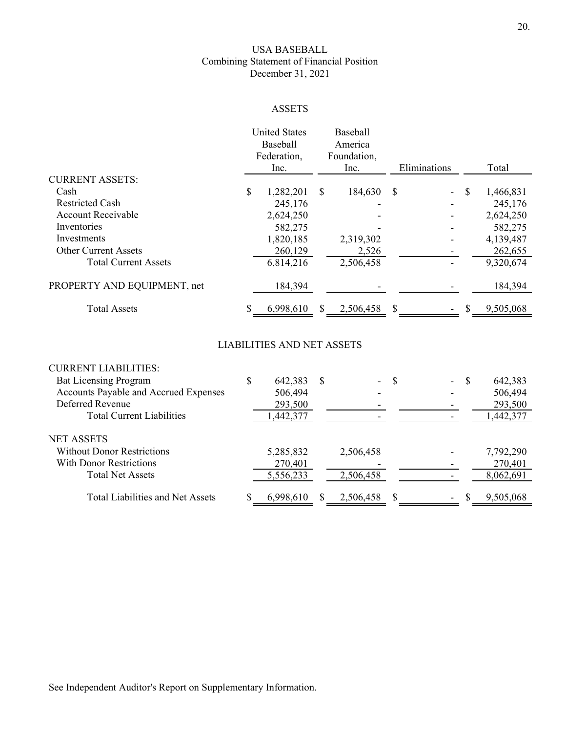# USA BASEBALL

## Combining Statement of Financial Position

### December 31, 2021

#### ASSETS

| | United States Baseball Federation, Inc. | Baseball America Foundation, Inc. | Eliminations | Total |
|---|---|---|---|---|
| CURRENT ASSETS: | | | | |
| Cash | $ 1,282,201 | $ 184,630 | $ - | $ 1,466,831 |
| Restricted Cash | 245,176 | - | - | 245,176 |
| Account Receivable | 2,624,250 | - | - | 2,624,250 |
| Inventories | 582,275 | - | - | 582,275 |
| Investments | 1,820,185 | 2,319,302 | - | 4,139,487 |
| Other Current Assets | 260,129 | 2,526 | - | 262,655 |
| Total Current Assets | 6,814,216 | 2,506,458 | - | 9,320,674 |
| PROPERTY AND EQUIPMENT, net | 184,394 | - | - | 184,394 |
| Total Assets | $ 6,998,610 | $ 2,506,458 | $ - | $ 9,505,068 |

#### LIABILITIES AND NET ASSETS

| | United States Baseball Federation, Inc. | Baseball America Foundation, Inc. | Eliminations | Total |
|---|---|---|---|---|
| CURRENT LIABILITIES: | | | | |
| Bat Licensing Program | $ 642,383 | $ - | $ - | $ 642,383 |
| Accounts Payable and Accrued Expenses | 506,494 | - | - | 506,494 |
| Deferred Revenue | 293,500 | - | - | 293,500 |
| Total Current Liabilities | 1,442,377 | - | - | 1,442,377 |
| NET ASSETS | | | | |
| Without Donor Restrictions | 5,285,832 | 2,506,458 | - | 7,792,290 |
| With Donor Restrictions | 270,401 | - | - | 270,401 |
| Total Net Assets | 5,556,233 | 2,506,458 | - | 8,062,691 |
| Total Liabilities and Net Assets | $ 6,998,610 | $ 2,506,458 | $ - | $ 9,505,068 |

See Independent Auditor's Report on Supplementary Information.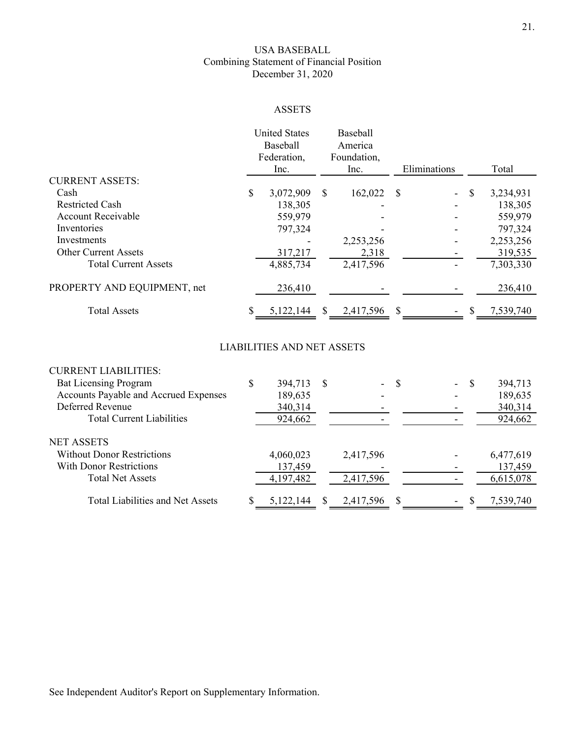# USA BASEBALL

## Combining Statement of Financial Position

## December 31, 2020

### ASSETS

| | United States Baseball Federation, Inc. | Baseball America Foundation, Inc. | Eliminations | Total |
|---|---|---|---|---|
| CURRENT ASSETS: | | | | |
| Cash | $ 3,072,909 | $ 162,022 | $ - | $ 3,234,931 |
| Restricted Cash | 138,305 | - | - | 138,305 |
| Account Receivable | 559,979 | - | - | 559,979 |
| Inventories | 797,324 | - | - | 797,324 |
| Investments | - | 2,253,256 | - | 2,253,256 |
| Other Current Assets | 317,217 | 2,318 | - | 319,535 |
| Total Current Assets | 4,885,734 | 2,417,596 | - | 7,303,330 |
| PROPERTY AND EQUIPMENT, net | 236,410 | - | - | 236,410 |
| Total Assets | $ 5,122,144 | $ 2,417,596 | $ - | $ 7,539,740 |

### LIABILITIES AND NET ASSETS

| | United States Baseball Federation, Inc. | Baseball America Foundation, Inc. | Eliminations | Total |
|---|---|---|---|---|
| CURRENT LIABILITIES: | | | | |
| Bat Licensing Program | $ 394,713 | $ - | $ - | $ 394,713 |
| Accounts Payable and Accrued Expenses | 189,635 | - | - | 189,635 |
| Deferred Revenue | 340,314 | - | - | 340,314 |
| Total Current Liabilities | 924,662 | - | - | 924,662 |
| NET ASSETS | | | | |
| Without Donor Restrictions | 4,060,023 | 2,417,596 | - | 6,477,619 |
| With Donor Restrictions | 137,459 | - | - | 137,459 |
| Total Net Assets | 4,197,482 | 2,417,596 | - | 6,615,078 |
| Total Liabilities and Net Assets | $ 5,122,144 | $ 2,417,596 | $ - | $ 7,539,740 |

See Independent Auditor's Report on Supplementary Information.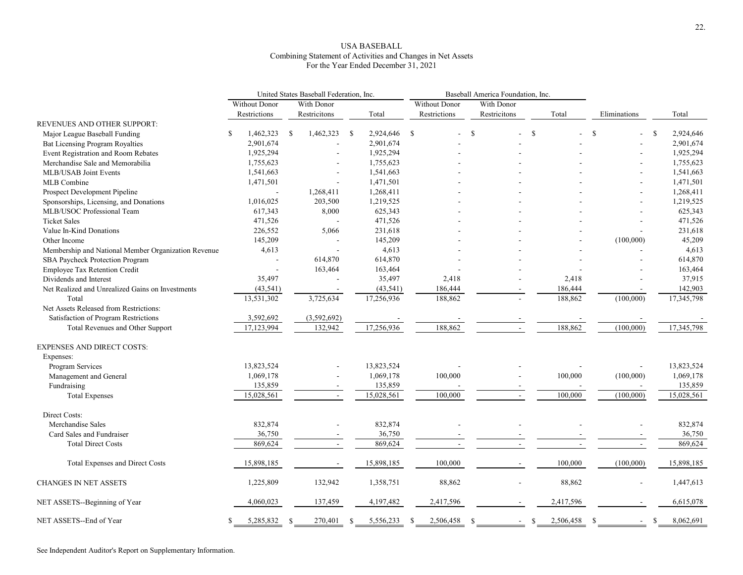USA BASEBALL
Combining Statement of Activities and Changes in Net Assets
For the Year Ended December 31, 2021

| | United States Baseball Federation, Inc. | | | Baseball America Foundation, Inc. | | | | |
|---|---|---|---|---|---|---|---|---|
| | Without Donor Restrictions | With Donor Restricitons | Total | Without Donor Restrictions | With Donor Restricitons | Total | Eliminations | Total |
| REVENUES AND OTHER SUPPORT: | | | | | | | | |
| Major League Baseball Funding | $ 1,462,323 | $ 1,462,323 | $ 2,924,646 | $ - | $ - | $ - | $ - | $ 2,924,646 |
| Bat Licensing Program Royalties | 2,901,674 | - | 2,901,674 | - | - | - | - | 2,901,674 |
| Event Registration and Room Rebates | 1,925,294 | - | 1,925,294 | - | - | - | - | 1,925,294 |
| Merchandise Sale and Memorabilia | 1,755,623 | - | 1,755,623 | - | - | - | - | 1,755,623 |
| MLB/USAB Joint Events | 1,541,663 | - | 1,541,663 | - | - | - | - | 1,541,663 |
| MLB Combine | 1,471,501 | - | 1,471,501 | - | - | - | - | 1,471,501 |
| Prospect Development Pipeline | - | 1,268,411 | 1,268,411 | - | - | - | - | 1,268,411 |
| Sponsorships, Licensing, and Donations | 1,016,025 | 203,500 | 1,219,525 | - | - | - | - | 1,219,525 |
| MLB/USOC Professional Team | 617,343 | 8,000 | 625,343 | - | - | - | - | 625,343 |
| Ticket Sales | 471,526 | - | 471,526 | - | - | - | - | 471,526 |
| Value In-Kind Donations | 226,552 | 5,066 | 231,618 | - | - | - | - | 231,618 |
| Other Income | 145,209 | - | 145,209 | - | - | - | (100,000) | 45,209 |
| Membership and National Member Organization Revenue | 4,613 | - | 4,613 | - | - | - | - | 4,613 |
| SBA Paycheck Protection Program | - | 614,870 | 614,870 | - | - | - | - | 614,870 |
| Employee Tax Retention Credit | - | 163,464 | 163,464 | - | - | - | - | 163,464 |
| Dividends and Interest | 35,497 | - | 35,497 | 2,418 | - | 2,418 | - | 37,915 |
| Net Realized and Unrealized Gains on Investments | (43,541) | - | (43,541) | 186,444 | - | 186,444 | - | 142,903 |
| Total | 13,531,302 | 3,725,634 | 17,256,936 | 188,862 | - | 188,862 | (100,000) | 17,345,798 |
| Net Assets Released from Restrictions: | | | | | | | | |
| Satisfaction of Program Restrictions | 3,592,692 | (3,592,692) | - | - | - | - | - | - |
| Total Revenues and Other Support | 17,123,994 | 132,942 | 17,256,936 | 188,862 | - | 188,862 | (100,000) | 17,345,798 |
| EXPENSES AND DIRECT COSTS: | | | | | | | | |
| Expenses: | | | | | | | | |
| Program Services | 13,823,524 | - | 13,823,524 | - | - | - | - | 13,823,524 |
| Management and General | 1,069,178 | - | 1,069,178 | 100,000 | - | 100,000 | (100,000) | 1,069,178 |
| Fundraising | 135,859 | - | 135,859 | - | - | - | - | 135,859 |
| Total Expenses | 15,028,561 | - | 15,028,561 | 100,000 | - | 100,000 | (100,000) | 15,028,561 |
| Direct Costs: | | | | | | | | |
| Merchandise Sales | 832,874 | - | 832,874 | - | - | - | - | 832,874 |
| Card Sales and Fundraiser | 36,750 | - | 36,750 | - | - | - | - | 36,750 |
| Total Direct Costs | 869,624 | - | 869,624 | - | - | - | - | 869,624 |
| Total Expenses and Direct Costs | 15,898,185 | - | 15,898,185 | 100,000 | - | 100,000 | (100,000) | 15,898,185 |
| CHANGES IN NET ASSETS | 1,225,809 | 132,942 | 1,358,751 | 88,862 | - | 88,862 | - | 1,447,613 |
| NET ASSETS--Beginning of Year | 4,060,023 | 137,459 | 4,197,482 | 2,417,596 | - | 2,417,596 | - | 6,615,078 |
| NET ASSETS--End of Year | $ 5,285,832 | $ 270,401 | $ 5,556,233 | $ 2,506,458 | $ - | $ 2,506,458 | $ - | $ 8,062,691 |

See Independent Auditor's Report on Supplementary Information.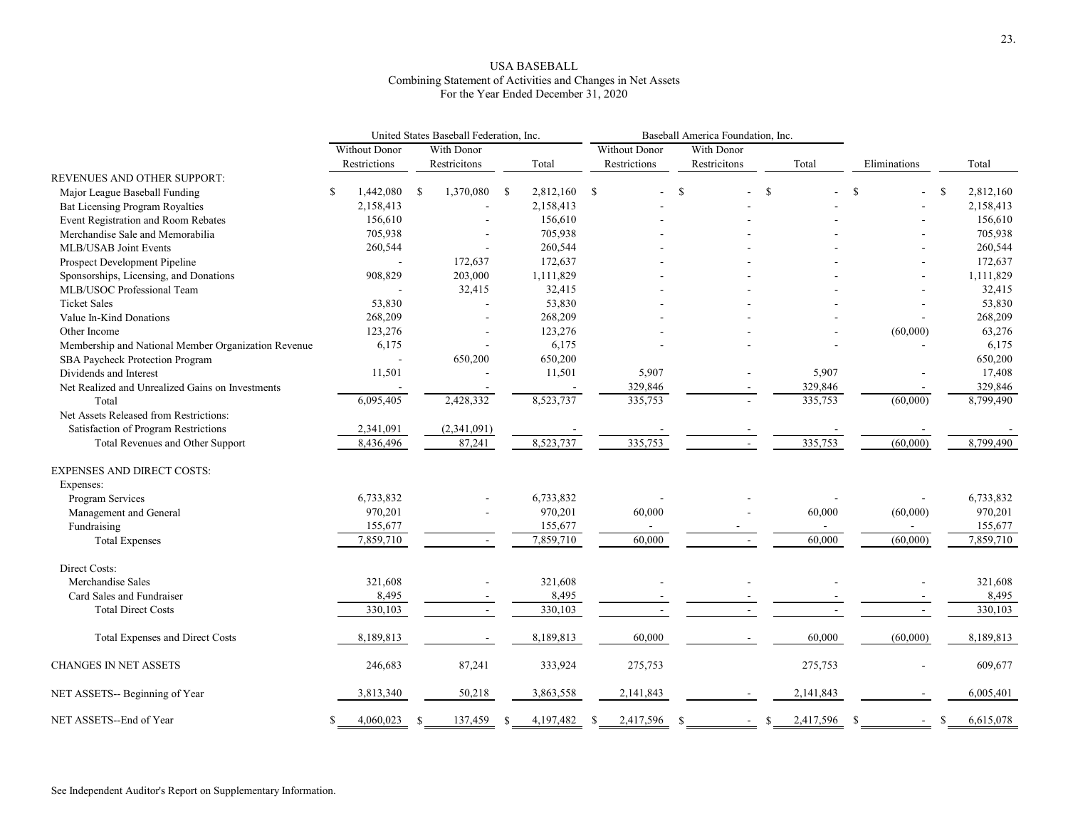USA BASEBALL
Combining Statement of Activities and Changes in Net Assets
For the Year Ended December 31, 2020

| | United States Baseball Federation, Inc. | | | Baseball America Foundation, Inc. | | | | |
|---|---|---|---|---|---|---|---|---|
| | Without Donor Restrictions | With Donor Restricitons | Total | Without Donor Restrictions | With Donor Restricitons | Total | Eliminations | Total |
| REVENUES AND OTHER SUPPORT: | | | | | | | | |
| Major League Baseball Funding | $ 1,442,080 | $ 1,370,080 | $ 2,812,160 | $ - | $ - | $ - | $ - | $ 2,812,160 |
| Bat Licensing Program Royalties | 2,158,413 | - | 2,158,413 | - | - | - | - | 2,158,413 |
| Event Registration and Room Rebates | 156,610 | - | 156,610 | - | - | - | - | 156,610 |
| Merchandise Sale and Memorabilia | 705,938 | - | 705,938 | - | - | - | - | 705,938 |
| MLB/USAB Joint Events | 260,544 | - | 260,544 | - | - | - | - | 260,544 |
| Prospect Development Pipeline | - | 172,637 | 172,637 | - | - | - | - | 172,637 |
| Sponsorships, Licensing, and Donations | 908,829 | 203,000 | 1,111,829 | - | - | - | - | 1,111,829 |
| MLB/USOC Professional Team | - | 32,415 | 32,415 | - | - | - | - | 32,415 |
| Ticket Sales | 53,830 | - | 53,830 | - | - | - | - | 53,830 |
| Value In-Kind Donations | 268,209 | - | 268,209 | - | - | - | - | 268,209 |
| Other Income | 123,276 | - | 123,276 | - | - | - | (60,000) | 63,276 |
| Membership and National Member Organization Revenue | 6,175 | - | 6,175 | - | - | - | - | 6,175 |
| SBA Paycheck Protection Program | - | 650,200 | 650,200 | | | | | 650,200 |
| Dividends and Interest | 11,501 | - | 11,501 | 5,907 | - | 5,907 | - | 17,408 |
| Net Realized and Unrealized Gains on Investments | - | - | - | 329,846 | - | 329,846 | - | 329,846 |
| Total | 6,095,405 | 2,428,332 | 8,523,737 | 335,753 | - | 335,753 | (60,000) | 8,799,490 |
| Net Assets Released from Restrictions: | | | | | | | | |
| Satisfaction of Program Restrictions | 2,341,091 | (2,341,091) | - | - | - | - | - | - |
| Total Revenues and Other Support | 8,436,496 | 87,241 | 8,523,737 | 335,753 | - | 335,753 | (60,000) | 8,799,490 |
| EXPENSES AND DIRECT COSTS: | | | | | | | | |
| Expenses: | | | | | | | | |
| Program Services | 6,733,832 | - | 6,733,832 | - | - | - | - | 6,733,832 |
| Management and General | 970,201 | - | 970,201 | 60,000 | - | 60,000 | (60,000) | 970,201 |
| Fundraising | 155,677 | | 155,677 | - | - | - | - | 155,677 |
| Total Expenses | 7,859,710 | - | 7,859,710 | 60,000 | - | 60,000 | (60,000) | 7,859,710 |
| Direct Costs: | | | | | | | | |
| Merchandise Sales | 321,608 | - | 321,608 | - | - | - | - | 321,608 |
| Card Sales and Fundraiser | 8,495 | - | 8,495 | - | - | - | - | 8,495 |
| Total Direct Costs | 330,103 | - | 330,103 | - | - | - | - | 330,103 |
| Total Expenses and Direct Costs | 8,189,813 | - | 8,189,813 | 60,000 | - | 60,000 | (60,000) | 8,189,813 |
| CHANGES IN NET ASSETS | 246,683 | 87,241 | 333,924 | 275,753 | | 275,753 | - | 609,677 |
| NET ASSETS-- Beginning of Year | 3,813,340 | 50,218 | 3,863,558 | 2,141,843 | - | 2,141,843 | - | 6,005,401 |
| NET ASSETS--End of Year | $ 4,060,023 | $ 137,459 | $ 4,197,482 | $ 2,417,596 | $ - | $ 2,417,596 | $ - | $ 6,615,078 |

See Independent Auditor's Report on Supplementary Information.